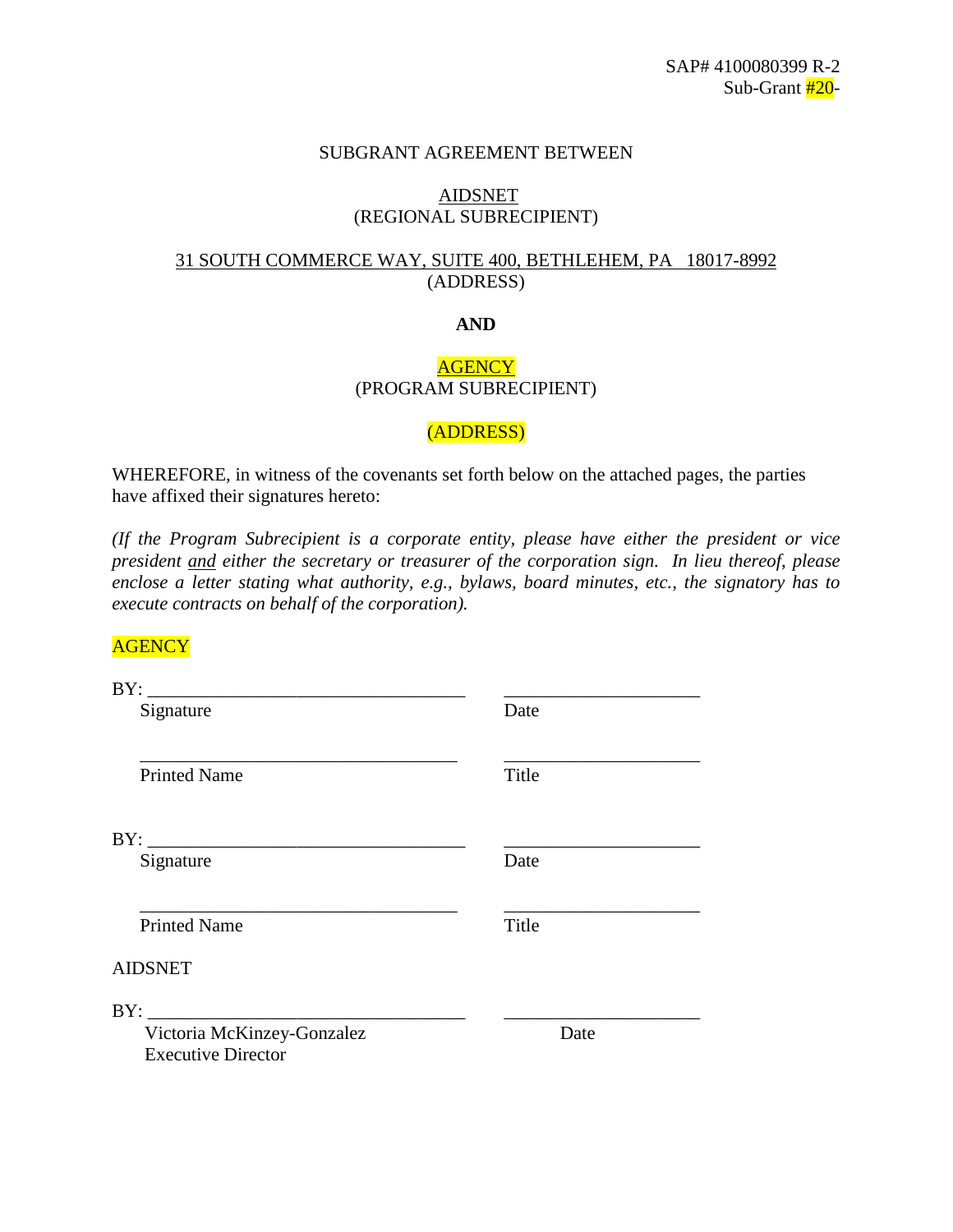SAP# 4100080399 R-2
Sub-Grant #20-

SUBGRANT AGREEMENT BETWEEN

AIDSNET
(REGIONAL SUBRECIPIENT)

31 SOUTH COMMERCE WAY, SUITE 400, BETHLEHEM, PA 18017-8992
(ADDRESS)

**AND**

AGENCY
(PROGRAM SUBRECIPIENT)

(ADDRESS)

WHEREFORE, in witness of the covenants set forth below on the attached pages, the parties have affixed their signatures hereto:

*(If the Program Subrecipient is a corporate entity, please have either the president or vice president and either the secretary or treasurer of the corporation sign. In lieu thereof, please enclose a letter stating what authority, e.g., bylaws, board minutes, etc., the signatory has to execute contracts on behalf of the corporation).*

AGENCY

BY: ___________________________________ ______________________
Signature Date

___________________________________ ______________________
Printed Name Title

BY: ___________________________________ ______________________
Signature Date

___________________________________ ______________________
Printed Name Title

AIDSNET

BY: ___________________________________ ______________________
Victoria McKinzey-Gonzalez Date
Executive Director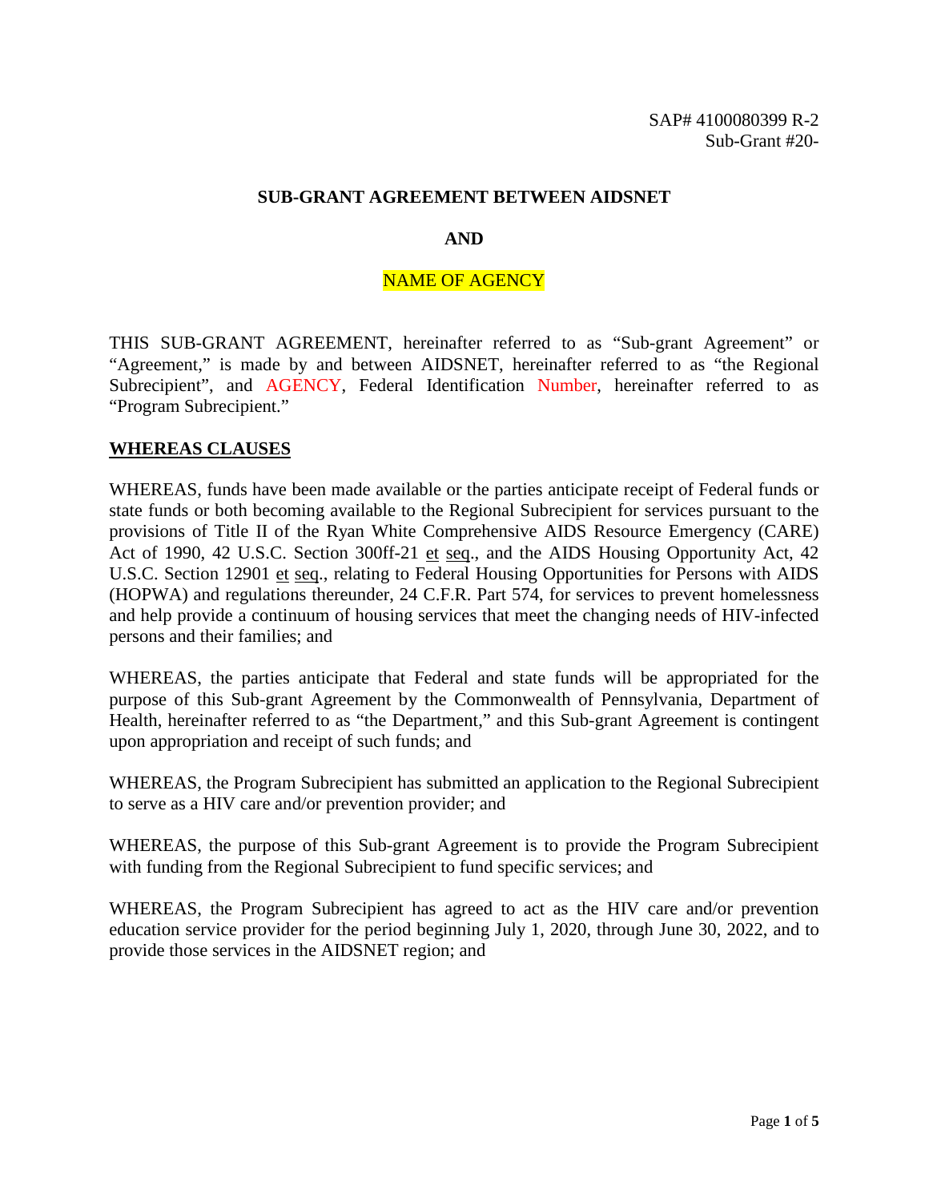SAP# 4100080399 R-2
Sub-Grant #20-

**SUB-GRANT AGREEMENT BETWEEN AIDSNET**

**AND**

NAME OF AGENCY

THIS SUB-GRANT AGREEMENT, hereinafter referred to as "Sub-grant Agreement" or "Agreement," is made by and between AIDSNET, hereinafter referred to as "the Regional Subrecipient", and AGENCY, Federal Identification Number, hereinafter referred to as "Program Subrecipient."

## WHEREAS CLAUSES

WHEREAS, funds have been made available or the parties anticipate receipt of Federal funds or state funds or both becoming available to the Regional Subrecipient for services pursuant to the provisions of Title II of the Ryan White Comprehensive AIDS Resource Emergency (CARE) Act of 1990, 42 U.S.C. Section 300ff-21 et seq., and the AIDS Housing Opportunity Act, 42 U.S.C. Section 12901 et seq., relating to Federal Housing Opportunities for Persons with AIDS (HOPWA) and regulations thereunder, 24 C.F.R. Part 574, for services to prevent homelessness and help provide a continuum of housing services that meet the changing needs of HIV-infected persons and their families; and

WHEREAS, the parties anticipate that Federal and state funds will be appropriated for the purpose of this Sub-grant Agreement by the Commonwealth of Pennsylvania, Department of Health, hereinafter referred to as "the Department," and this Sub-grant Agreement is contingent upon appropriation and receipt of such funds; and

WHEREAS, the Program Subrecipient has submitted an application to the Regional Subrecipient to serve as a HIV care and/or prevention provider; and

WHEREAS, the purpose of this Sub-grant Agreement is to provide the Program Subrecipient with funding from the Regional Subrecipient to fund specific services; and

WHEREAS, the Program Subrecipient has agreed to act as the HIV care and/or prevention education service provider for the period beginning July 1, 2020, through June 30, 2022, and to provide those services in the AIDSNET region; and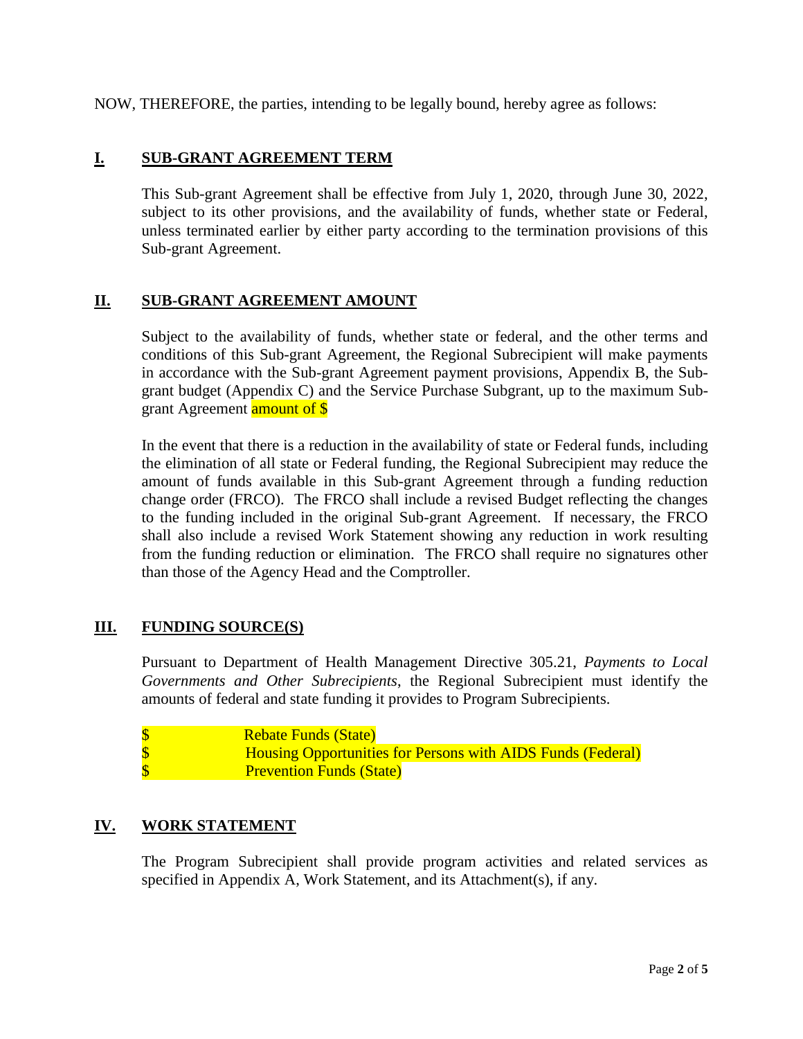NOW, THEREFORE, the parties, intending to be legally bound, hereby agree as follows:

## I. SUB-GRANT AGREEMENT TERM

This Sub-grant Agreement shall be effective from July 1, 2020, through June 30, 2022, subject to its other provisions, and the availability of funds, whether state or Federal, unless terminated earlier by either party according to the termination provisions of this Sub-grant Agreement.

## II. SUB-GRANT AGREEMENT AMOUNT

Subject to the availability of funds, whether state or federal, and the other terms and conditions of this Sub-grant Agreement, the Regional Subrecipient will make payments in accordance with the Sub-grant Agreement payment provisions, Appendix B, the Sub-grant budget (Appendix C) and the Service Purchase Subgrant, up to the maximum Sub-grant Agreement amount of $

In the event that there is a reduction in the availability of state or Federal funds, including the elimination of all state or Federal funding, the Regional Subrecipient may reduce the amount of funds available in this Sub-grant Agreement through a funding reduction change order (FRCO). The FRCO shall include a revised Budget reflecting the changes to the funding included in the original Sub-grant Agreement. If necessary, the FRCO shall also include a revised Work Statement showing any reduction in work resulting from the funding reduction or elimination. The FRCO shall require no signatures other than those of the Agency Head and the Comptroller.

## III. FUNDING SOURCE(S)

Pursuant to Department of Health Management Directive 305.21, *Payments to Local Governments and Other Subrecipients*, the Regional Subrecipient must identify the amounts of federal and state funding it provides to Program Subrecipients.

$ Rebate Funds (State)
$ Housing Opportunities for Persons with AIDS Funds (Federal)
$ Prevention Funds (State)

## IV. WORK STATEMENT

The Program Subrecipient shall provide program activities and related services as specified in Appendix A, Work Statement, and its Attachment(s), if any.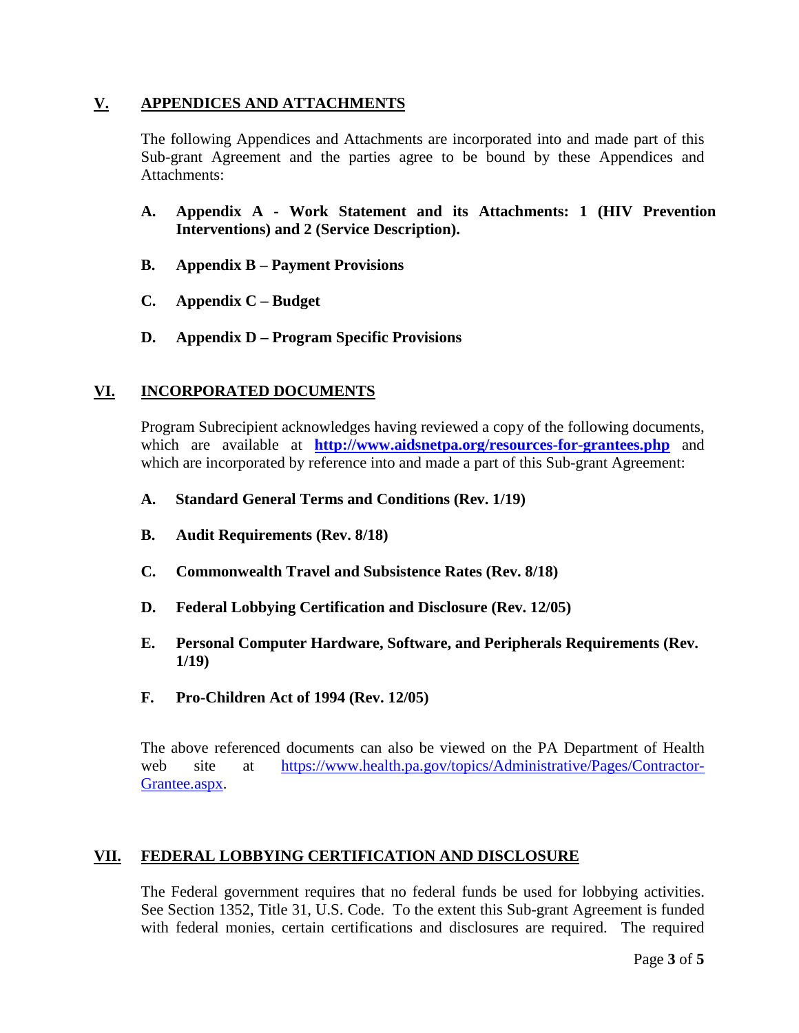## V. APPENDICES AND ATTACHMENTS

The following Appendices and Attachments are incorporated into and made part of this Sub-grant Agreement and the parties agree to be bound by these Appendices and Attachments:

**A. Appendix A - Work Statement and its Attachments: 1 (HIV Prevention Interventions) and 2 (Service Description).**

**B. Appendix B – Payment Provisions**

**C. Appendix C – Budget**

**D. Appendix D – Program Specific Provisions**

## VI. INCORPORATED DOCUMENTS

Program Subrecipient acknowledges having reviewed a copy of the following documents, which are available at **http://www.aidsnetpa.org/resources-for-grantees.php** and which are incorporated by reference into and made a part of this Sub-grant Agreement:

**A. Standard General Terms and Conditions (Rev. 1/19)**

**B. Audit Requirements (Rev. 8/18)**

**C. Commonwealth Travel and Subsistence Rates (Rev. 8/18)**

**D. Federal Lobbying Certification and Disclosure (Rev. 12/05)**

**E. Personal Computer Hardware, Software, and Peripherals Requirements (Rev. 1/19)**

**F. Pro-Children Act of 1994 (Rev. 12/05)**

The above referenced documents can also be viewed on the PA Department of Health web site at https://www.health.pa.gov/topics/Administrative/Pages/Contractor-Grantee.aspx.

## VII. FEDERAL LOBBYING CERTIFICATION AND DISCLOSURE

The Federal government requires that no federal funds be used for lobbying activities. See Section 1352, Title 31, U.S. Code. To the extent this Sub-grant Agreement is funded with federal monies, certain certifications and disclosures are required. The required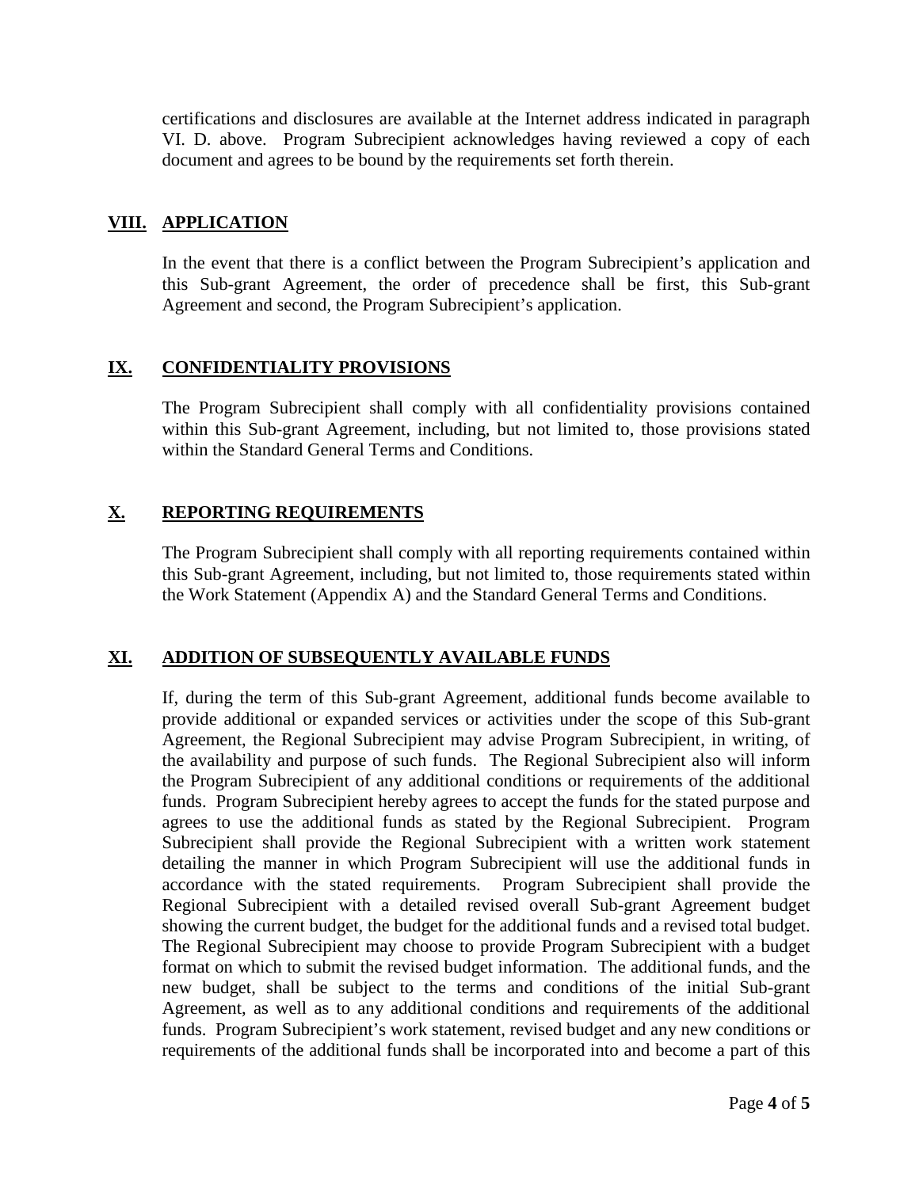certifications and disclosures are available at the Internet address indicated in paragraph VI. D. above. Program Subrecipient acknowledges having reviewed a copy of each document and agrees to be bound by the requirements set forth therein.

## VIII. APPLICATION

In the event that there is a conflict between the Program Subrecipient's application and this Sub-grant Agreement, the order of precedence shall be first, this Sub-grant Agreement and second, the Program Subrecipient's application.

## IX. CONFIDENTIALITY PROVISIONS

The Program Subrecipient shall comply with all confidentiality provisions contained within this Sub-grant Agreement, including, but not limited to, those provisions stated within the Standard General Terms and Conditions.

## X. REPORTING REQUIREMENTS

The Program Subrecipient shall comply with all reporting requirements contained within this Sub-grant Agreement, including, but not limited to, those requirements stated within the Work Statement (Appendix A) and the Standard General Terms and Conditions.

## XI. ADDITION OF SUBSEQUENTLY AVAILABLE FUNDS

If, during the term of this Sub-grant Agreement, additional funds become available to provide additional or expanded services or activities under the scope of this Sub-grant Agreement, the Regional Subrecipient may advise Program Subrecipient, in writing, of the availability and purpose of such funds. The Regional Subrecipient also will inform the Program Subrecipient of any additional conditions or requirements of the additional funds. Program Subrecipient hereby agrees to accept the funds for the stated purpose and agrees to use the additional funds as stated by the Regional Subrecipient. Program Subrecipient shall provide the Regional Subrecipient with a written work statement detailing the manner in which Program Subrecipient will use the additional funds in accordance with the stated requirements. Program Subrecipient shall provide the Regional Subrecipient with a detailed revised overall Sub-grant Agreement budget showing the current budget, the budget for the additional funds and a revised total budget. The Regional Subrecipient may choose to provide Program Subrecipient with a budget format on which to submit the revised budget information. The additional funds, and the new budget, shall be subject to the terms and conditions of the initial Sub-grant Agreement, as well as to any additional conditions and requirements of the additional funds. Program Subrecipient's work statement, revised budget and any new conditions or requirements of the additional funds shall be incorporated into and become a part of this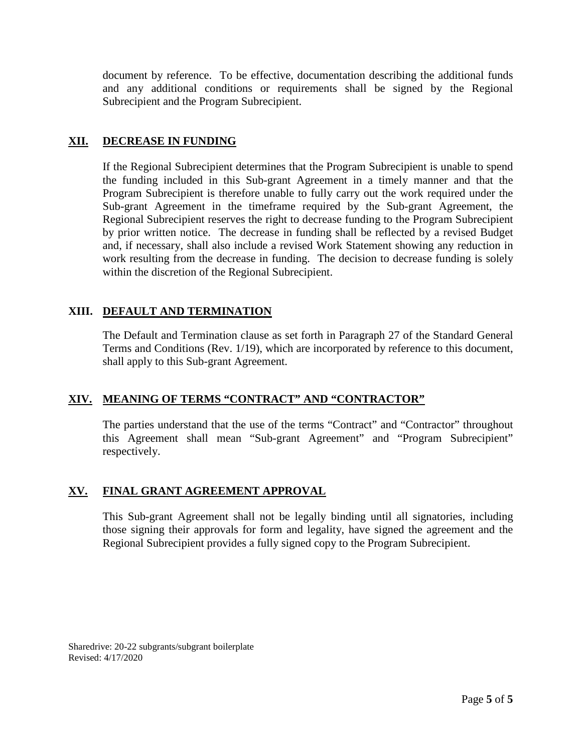document by reference. To be effective, documentation describing the additional funds and any additional conditions or requirements shall be signed by the Regional Subrecipient and the Program Subrecipient.

## XII. DECREASE IN FUNDING

If the Regional Subrecipient determines that the Program Subrecipient is unable to spend the funding included in this Sub-grant Agreement in a timely manner and that the Program Subrecipient is therefore unable to fully carry out the work required under the Sub-grant Agreement in the timeframe required by the Sub-grant Agreement, the Regional Subrecipient reserves the right to decrease funding to the Program Subrecipient by prior written notice. The decrease in funding shall be reflected by a revised Budget and, if necessary, shall also include a revised Work Statement showing any reduction in work resulting from the decrease in funding. The decision to decrease funding is solely within the discretion of the Regional Subrecipient.

## XIII. DEFAULT AND TERMINATION

The Default and Termination clause as set forth in Paragraph 27 of the Standard General Terms and Conditions (Rev. 1/19), which are incorporated by reference to this document, shall apply to this Sub-grant Agreement.

## XIV. MEANING OF TERMS "CONTRACT" AND "CONTRACTOR"

The parties understand that the use of the terms "Contract" and "Contractor" throughout this Agreement shall mean "Sub-grant Agreement" and "Program Subrecipient" respectively.

## XV. FINAL GRANT AGREEMENT APPROVAL

This Sub-grant Agreement shall not be legally binding until all signatories, including those signing their approvals for form and legality, have signed the agreement and the Regional Subrecipient provides a fully signed copy to the Program Subrecipient.

Sharedrive: 20-22 subgrants/subgrant boilerplate
Revised: 4/17/2020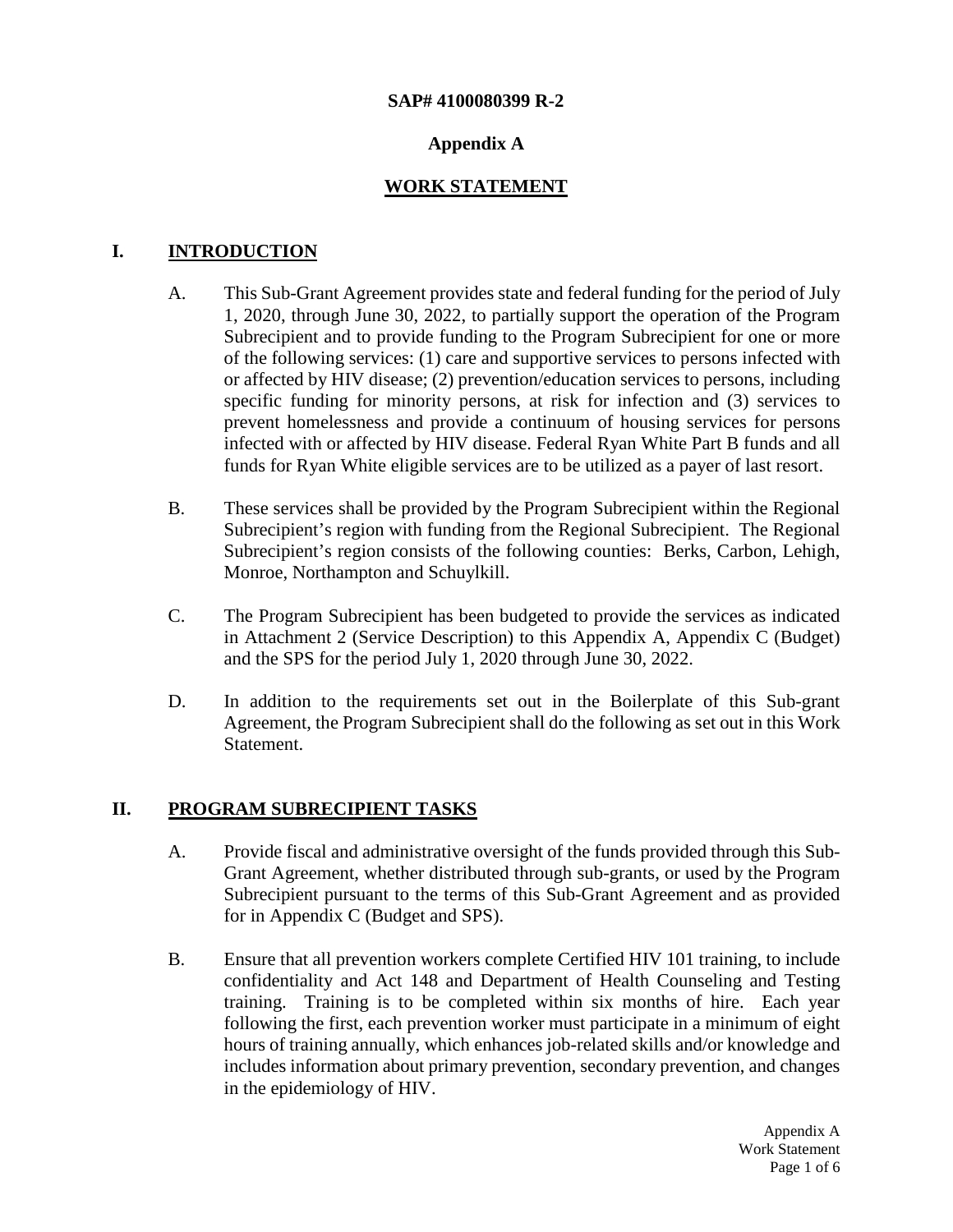**SAP# 4100080399 R-2**

**Appendix A**

## WORK STATEMENT

## I. INTRODUCTION

A. This Sub-Grant Agreement provides state and federal funding for the period of July 1, 2020, through June 30, 2022, to partially support the operation of the Program Subrecipient and to provide funding to the Program Subrecipient for one or more of the following services: (1) care and supportive services to persons infected with or affected by HIV disease; (2) prevention/education services to persons, including specific funding for minority persons, at risk for infection and (3) services to prevent homelessness and provide a continuum of housing services for persons infected with or affected by HIV disease. Federal Ryan White Part B funds and all funds for Ryan White eligible services are to be utilized as a payer of last resort.

B. These services shall be provided by the Program Subrecipient within the Regional Subrecipient's region with funding from the Regional Subrecipient. The Regional Subrecipient's region consists of the following counties: Berks, Carbon, Lehigh, Monroe, Northampton and Schuylkill.

C. The Program Subrecipient has been budgeted to provide the services as indicated in Attachment 2 (Service Description) to this Appendix A, Appendix C (Budget) and the SPS for the period July 1, 2020 through June 30, 2022.

D. In addition to the requirements set out in the Boilerplate of this Sub-grant Agreement, the Program Subrecipient shall do the following as set out in this Work Statement.

## II. PROGRAM SUBRECIPIENT TASKS

A. Provide fiscal and administrative oversight of the funds provided through this Sub-Grant Agreement, whether distributed through sub-grants, or used by the Program Subrecipient pursuant to the terms of this Sub-Grant Agreement and as provided for in Appendix C (Budget and SPS).

B. Ensure that all prevention workers complete Certified HIV 101 training, to include confidentiality and Act 148 and Department of Health Counseling and Testing training. Training is to be completed within six months of hire. Each year following the first, each prevention worker must participate in a minimum of eight hours of training annually, which enhances job-related skills and/or knowledge and includes information about primary prevention, secondary prevention, and changes in the epidemiology of HIV.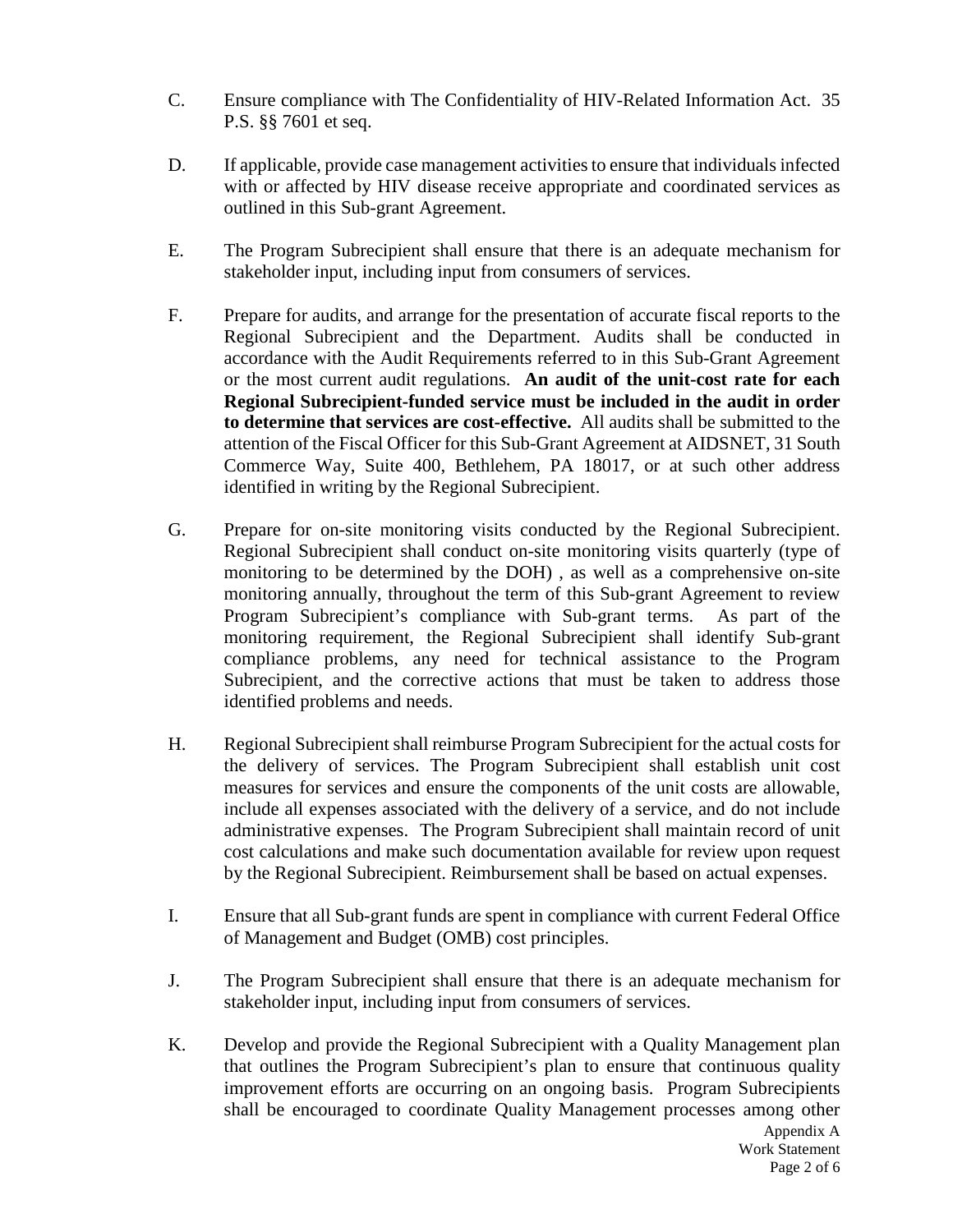C. Ensure compliance with The Confidentiality of HIV-Related Information Act. 35 P.S. §§ 7601 et seq.

D. If applicable, provide case management activities to ensure that individuals infected with or affected by HIV disease receive appropriate and coordinated services as outlined in this Sub-grant Agreement.

E. The Program Subrecipient shall ensure that there is an adequate mechanism for stakeholder input, including input from consumers of services.

F. Prepare for audits, and arrange for the presentation of accurate fiscal reports to the Regional Subrecipient and the Department. Audits shall be conducted in accordance with the Audit Requirements referred to in this Sub-Grant Agreement or the most current audit regulations. **An audit of the unit-cost rate for each Regional Subrecipient-funded service must be included in the audit in order to determine that services are cost-effective.** All audits shall be submitted to the attention of the Fiscal Officer for this Sub-Grant Agreement at AIDSNET, 31 South Commerce Way, Suite 400, Bethlehem, PA 18017, or at such other address identified in writing by the Regional Subrecipient.

G. Prepare for on-site monitoring visits conducted by the Regional Subrecipient. Regional Subrecipient shall conduct on-site monitoring visits quarterly (type of monitoring to be determined by the DOH) , as well as a comprehensive on-site monitoring annually, throughout the term of this Sub-grant Agreement to review Program Subrecipient's compliance with Sub-grant terms. As part of the monitoring requirement, the Regional Subrecipient shall identify Sub-grant compliance problems, any need for technical assistance to the Program Subrecipient, and the corrective actions that must be taken to address those identified problems and needs.

H. Regional Subrecipient shall reimburse Program Subrecipient for the actual costs for the delivery of services. The Program Subrecipient shall establish unit cost measures for services and ensure the components of the unit costs are allowable, include all expenses associated with the delivery of a service, and do not include administrative expenses. The Program Subrecipient shall maintain record of unit cost calculations and make such documentation available for review upon request by the Regional Subrecipient. Reimbursement shall be based on actual expenses.

I. Ensure that all Sub-grant funds are spent in compliance with current Federal Office of Management and Budget (OMB) cost principles.

J. The Program Subrecipient shall ensure that there is an adequate mechanism for stakeholder input, including input from consumers of services.

K. Develop and provide the Regional Subrecipient with a Quality Management plan that outlines the Program Subrecipient's plan to ensure that continuous quality improvement efforts are occurring on an ongoing basis. Program Subrecipients shall be encouraged to coordinate Quality Management processes among other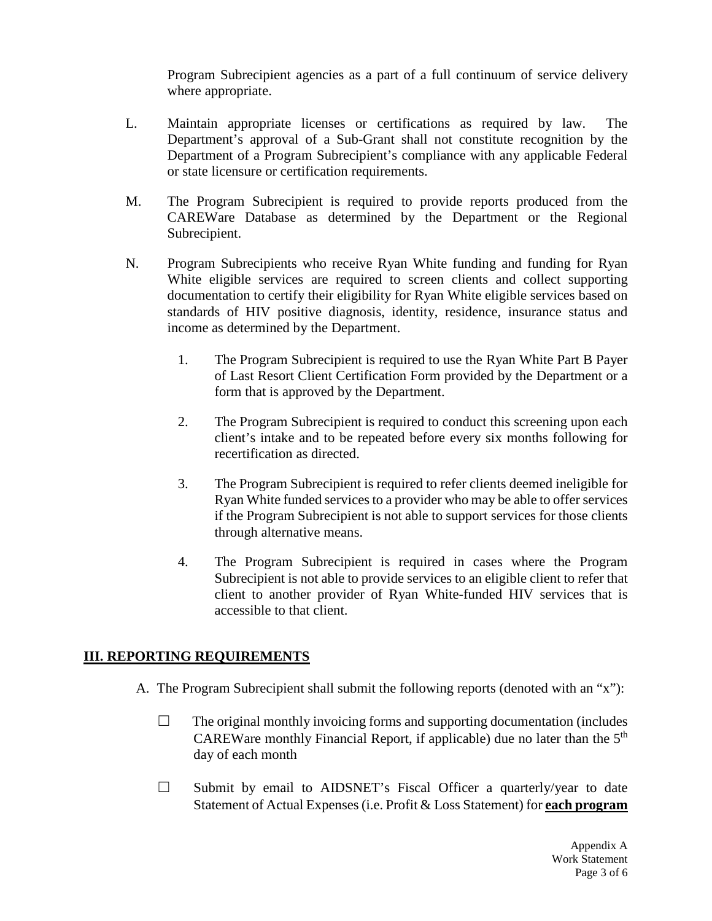Program Subrecipient agencies as a part of a full continuum of service delivery where appropriate.

L. Maintain appropriate licenses or certifications as required by law. The Department's approval of a Sub-Grant shall not constitute recognition by the Department of a Program Subrecipient's compliance with any applicable Federal or state licensure or certification requirements.

M. The Program Subrecipient is required to provide reports produced from the CAREWare Database as determined by the Department or the Regional Subrecipient.

N. Program Subrecipients who receive Ryan White funding and funding for Ryan White eligible services are required to screen clients and collect supporting documentation to certify their eligibility for Ryan White eligible services based on standards of HIV positive diagnosis, identity, residence, insurance status and income as determined by the Department.

   1. The Program Subrecipient is required to use the Ryan White Part B Payer of Last Resort Client Certification Form provided by the Department or a form that is approved by the Department.

   2. The Program Subrecipient is required to conduct this screening upon each client's intake and to be repeated before every six months following for recertification as directed.

   3. The Program Subrecipient is required to refer clients deemed ineligible for Ryan White funded services to a provider who may be able to offer services if the Program Subrecipient is not able to support services for those clients through alternative means.

   4. The Program Subrecipient is required in cases where the Program Subrecipient is not able to provide services to an eligible client to refer that client to another provider of Ryan White-funded HIV services that is accessible to that client.

## III. REPORTING REQUIREMENTS

A. The Program Subrecipient shall submit the following reports (denoted with an "x"):

☐ The original monthly invoicing forms and supporting documentation (includes CAREWare monthly Financial Report, if applicable) due no later than the 5th day of each month

☐ Submit by email to AIDSNET's Fiscal Officer a quarterly/year to date Statement of Actual Expenses (i.e. Profit & Loss Statement) for **each program**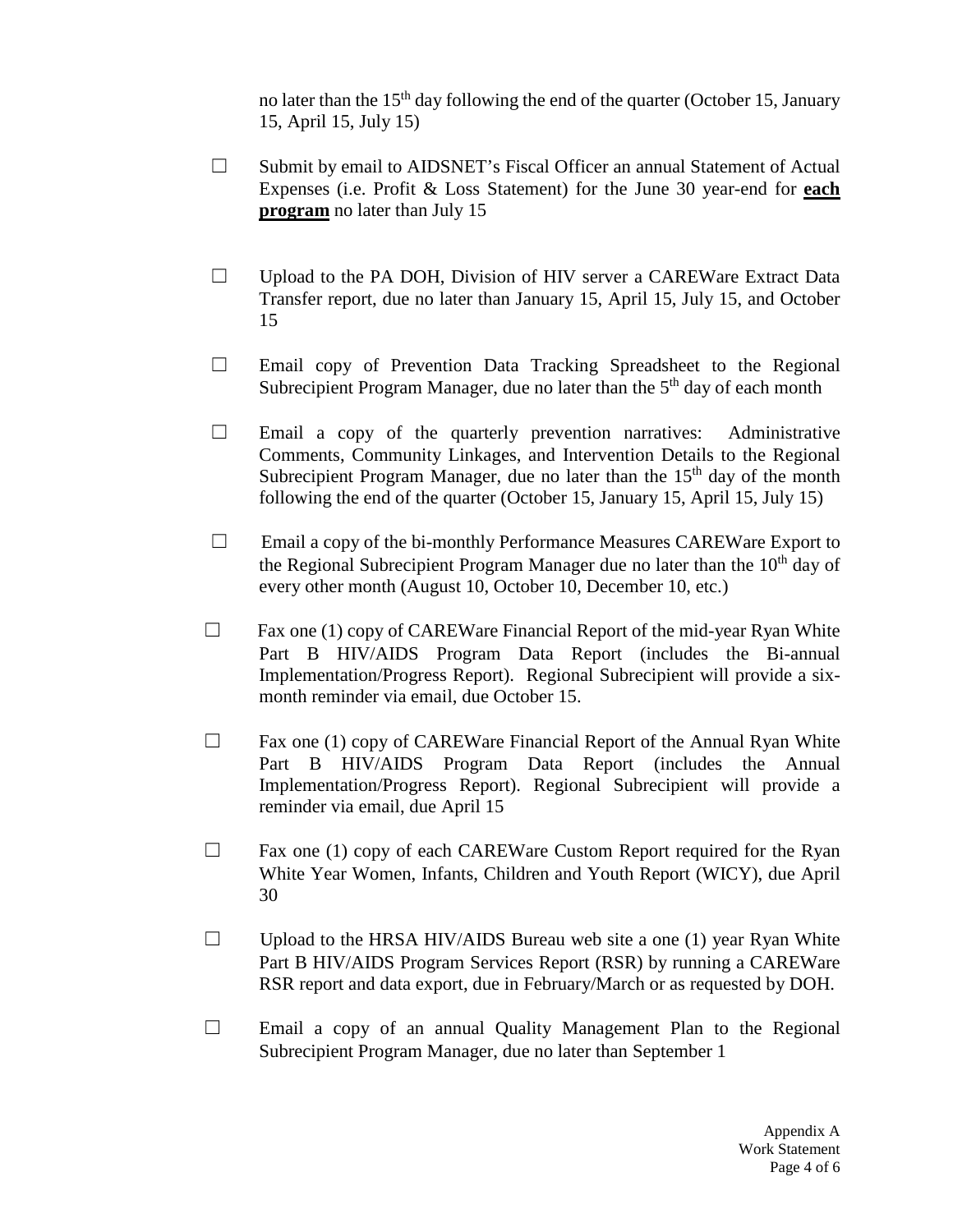no later than the 15th day following the end of the quarter (October 15, January 15, April 15, July 15)

☐ Submit by email to AIDSNET's Fiscal Officer an annual Statement of Actual Expenses (i.e. Profit & Loss Statement) for the June 30 year-end for **each program** no later than July 15

☐ Upload to the PA DOH, Division of HIV server a CAREWare Extract Data Transfer report, due no later than January 15, April 15, July 15, and October 15

☐ Email copy of Prevention Data Tracking Spreadsheet to the Regional Subrecipient Program Manager, due no later than the 5th day of each month

☐ Email a copy of the quarterly prevention narratives: Administrative Comments, Community Linkages, and Intervention Details to the Regional Subrecipient Program Manager, due no later than the 15th day of the month following the end of the quarter (October 15, January 15, April 15, July 15)

☐ Email a copy of the bi-monthly Performance Measures CAREWare Export to the Regional Subrecipient Program Manager due no later than the 10th day of every other month (August 10, October 10, December 10, etc.)

☐ Fax one (1) copy of CAREWare Financial Report of the mid-year Ryan White Part B HIV/AIDS Program Data Report (includes the Bi-annual Implementation/Progress Report). Regional Subrecipient will provide a six-month reminder via email, due October 15.

☐ Fax one (1) copy of CAREWare Financial Report of the Annual Ryan White Part B HIV/AIDS Program Data Report (includes the Annual Implementation/Progress Report). Regional Subrecipient will provide a reminder via email, due April 15

☐ Fax one (1) copy of each CAREWare Custom Report required for the Ryan White Year Women, Infants, Children and Youth Report (WICY), due April 30

☐ Upload to the HRSA HIV/AIDS Bureau web site a one (1) year Ryan White Part B HIV/AIDS Program Services Report (RSR) by running a CAREWare RSR report and data export, due in February/March or as requested by DOH.

☐ Email a copy of an annual Quality Management Plan to the Regional Subrecipient Program Manager, due no later than September 1

Appendix A
Work Statement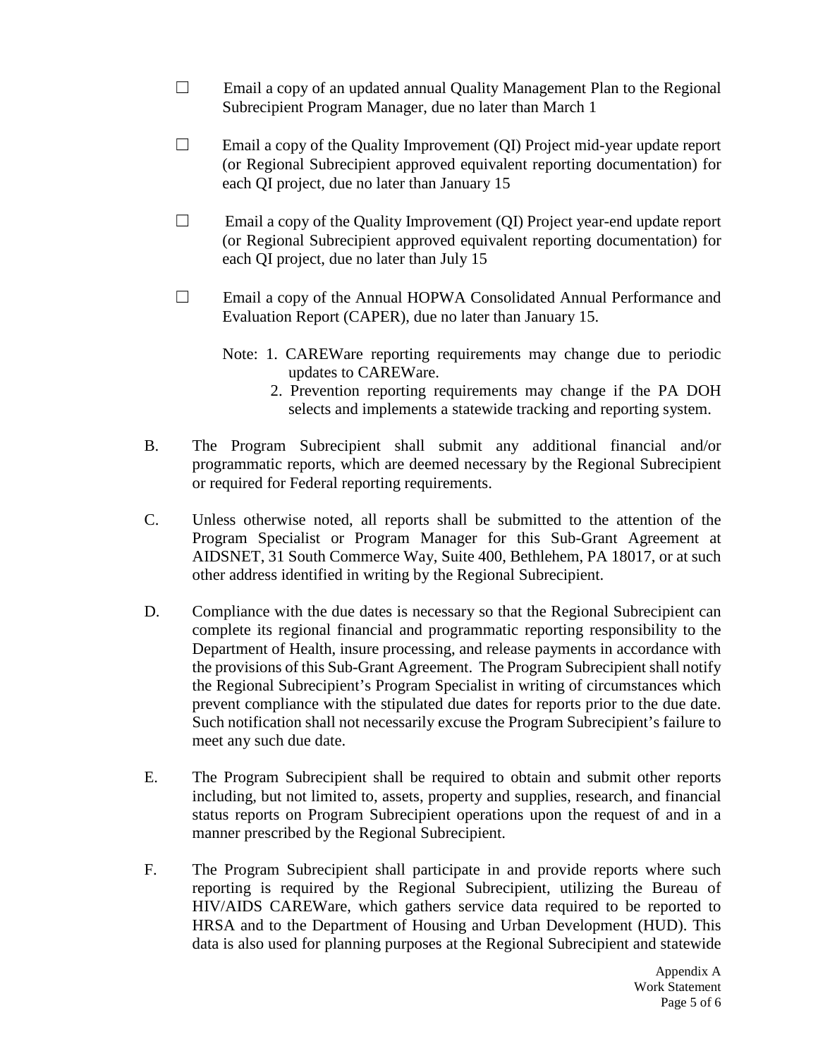☐ Email a copy of an updated annual Quality Management Plan to the Regional Subrecipient Program Manager, due no later than March 1

☐ Email a copy of the Quality Improvement (QI) Project mid-year update report (or Regional Subrecipient approved equivalent reporting documentation) for each QI project, due no later than January 15

☐ Email a copy of the Quality Improvement (QI) Project year-end update report (or Regional Subrecipient approved equivalent reporting documentation) for each QI project, due no later than July 15

☐ Email a copy of the Annual HOPWA Consolidated Annual Performance and Evaluation Report (CAPER), due no later than January 15.

Note: 1. CAREWare reporting requirements may change due to periodic updates to CAREWare.
2. Prevention reporting requirements may change if the PA DOH selects and implements a statewide tracking and reporting system.

B. The Program Subrecipient shall submit any additional financial and/or programmatic reports, which are deemed necessary by the Regional Subrecipient or required for Federal reporting requirements.

C. Unless otherwise noted, all reports shall be submitted to the attention of the Program Specialist or Program Manager for this Sub-Grant Agreement at AIDSNET, 31 South Commerce Way, Suite 400, Bethlehem, PA 18017, or at such other address identified in writing by the Regional Subrecipient.

D. Compliance with the due dates is necessary so that the Regional Subrecipient can complete its regional financial and programmatic reporting responsibility to the Department of Health, insure processing, and release payments in accordance with the provisions of this Sub-Grant Agreement. The Program Subrecipient shall notify the Regional Subrecipient's Program Specialist in writing of circumstances which prevent compliance with the stipulated due dates for reports prior to the due date. Such notification shall not necessarily excuse the Program Subrecipient's failure to meet any such due date.

E. The Program Subrecipient shall be required to obtain and submit other reports including, but not limited to, assets, property and supplies, research, and financial status reports on Program Subrecipient operations upon the request of and in a manner prescribed by the Regional Subrecipient.

F. The Program Subrecipient shall participate in and provide reports where such reporting is required by the Regional Subrecipient, utilizing the Bureau of HIV/AIDS CAREWare, which gathers service data required to be reported to HRSA and to the Department of Housing and Urban Development (HUD). This data is also used for planning purposes at the Regional Subrecipient and statewide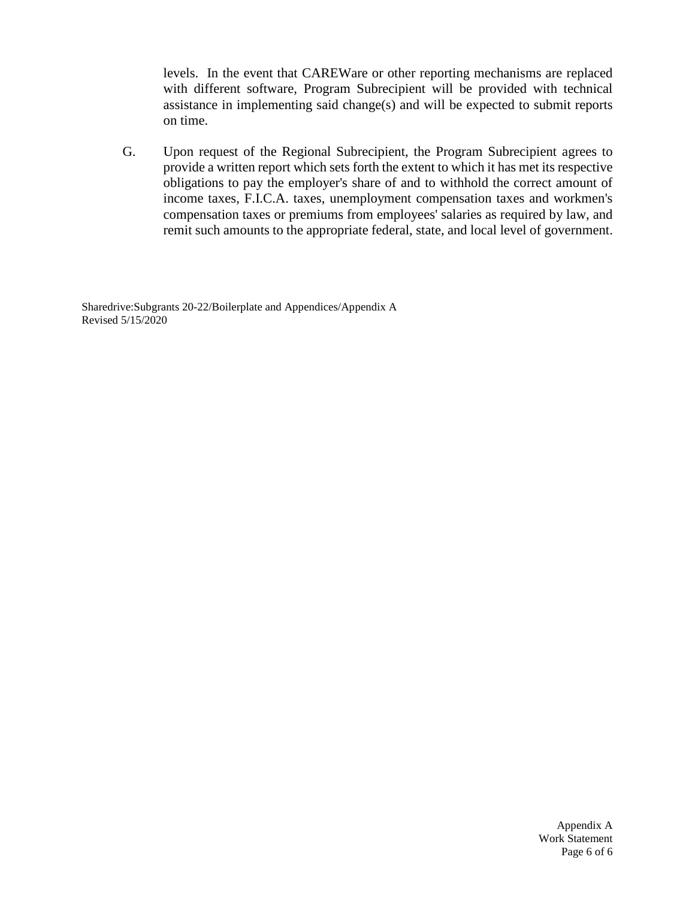levels. In the event that CAREWare or other reporting mechanisms are replaced with different software, Program Subrecipient will be provided with technical assistance in implementing said change(s) and will be expected to submit reports on time.

G. Upon request of the Regional Subrecipient, the Program Subrecipient agrees to provide a written report which sets forth the extent to which it has met its respective obligations to pay the employer's share of and to withhold the correct amount of income taxes, F.I.C.A. taxes, unemployment compensation taxes and workmen's compensation taxes or premiums from employees' salaries as required by law, and remit such amounts to the appropriate federal, state, and local level of government.

Sharedrive:Subgrants 20-22/Boilerplate and Appendices/Appendix A
Revised 5/15/2020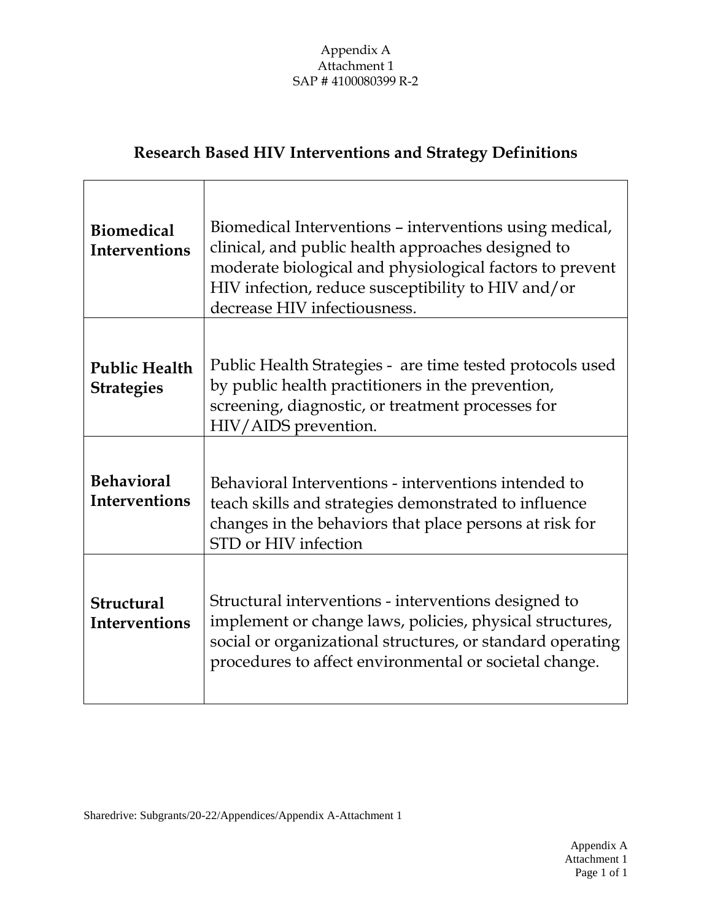Appendix A
Attachment 1
SAP # 4100080399 R-2

## Research Based HIV Interventions and Strategy Definitions

| | |
|---|---|
| **Biomedical Interventions** | Biomedical Interventions – interventions using medical, clinical, and public health approaches designed to moderate biological and physiological factors to prevent HIV infection, reduce susceptibility to HIV and/or decrease HIV infectiousness. |
| **Public Health Strategies** | Public Health Strategies - are time tested protocols used by public health practitioners in the prevention, screening, diagnostic, or treatment processes for HIV/AIDS prevention. |
| **Behavioral Interventions** | Behavioral Interventions - interventions intended to teach skills and strategies demonstrated to influence changes in the behaviors that place persons at risk for STD or HIV infection |
| **Structural Interventions** | Structural interventions - interventions designed to implement or change laws, policies, physical structures, social or organizational structures, or standard operating procedures to affect environmental or societal change. |

Sharedrive: Subgrants/20-22/Appendices/Appendix A-Attachment 1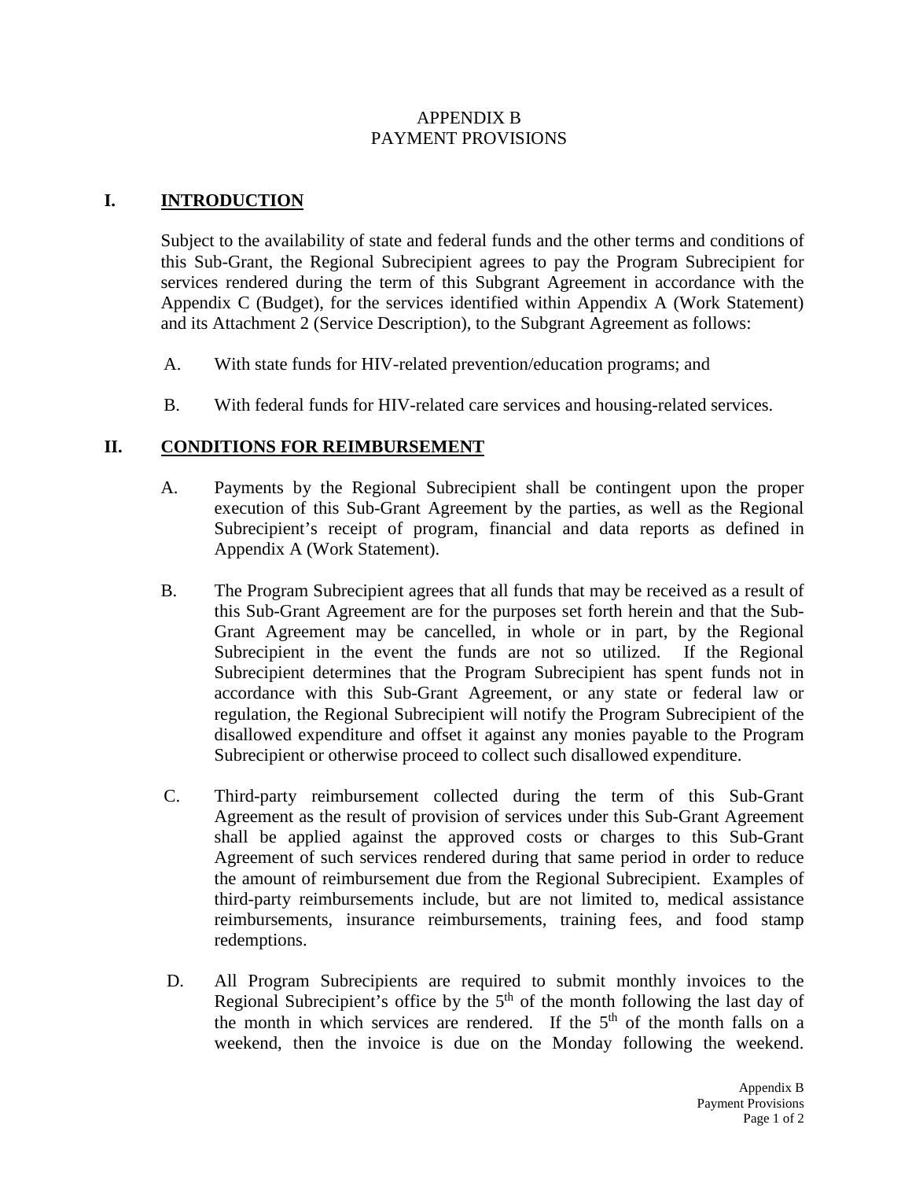# APPENDIX B
# PAYMENT PROVISIONS

## I. INTRODUCTION

Subject to the availability of state and federal funds and the other terms and conditions of this Sub-Grant, the Regional Subrecipient agrees to pay the Program Subrecipient for services rendered during the term of this Subgrant Agreement in accordance with the Appendix C (Budget), for the services identified within Appendix A (Work Statement) and its Attachment 2 (Service Description), to the Subgrant Agreement as follows:

A. With state funds for HIV-related prevention/education programs; and

B. With federal funds for HIV-related care services and housing-related services.

## II. CONDITIONS FOR REIMBURSEMENT

A. Payments by the Regional Subrecipient shall be contingent upon the proper execution of this Sub-Grant Agreement by the parties, as well as the Regional Subrecipient's receipt of program, financial and data reports as defined in Appendix A (Work Statement).

B. The Program Subrecipient agrees that all funds that may be received as a result of this Sub-Grant Agreement are for the purposes set forth herein and that the Sub-Grant Agreement may be cancelled, in whole or in part, by the Regional Subrecipient in the event the funds are not so utilized. If the Regional Subrecipient determines that the Program Subrecipient has spent funds not in accordance with this Sub-Grant Agreement, or any state or federal law or regulation, the Regional Subrecipient will notify the Program Subrecipient of the disallowed expenditure and offset it against any monies payable to the Program Subrecipient or otherwise proceed to collect such disallowed expenditure.

C. Third-party reimbursement collected during the term of this Sub-Grant Agreement as the result of provision of services under this Sub-Grant Agreement shall be applied against the approved costs or charges to this Sub-Grant Agreement of such services rendered during that same period in order to reduce the amount of reimbursement due from the Regional Subrecipient. Examples of third-party reimbursements include, but are not limited to, medical assistance reimbursements, insurance reimbursements, training fees, and food stamp redemptions.

D. All Program Subrecipients are required to submit monthly invoices to the Regional Subrecipient's office by the 5th of the month following the last day of the month in which services are rendered. If the 5th of the month falls on a weekend, then the invoice is due on the Monday following the weekend.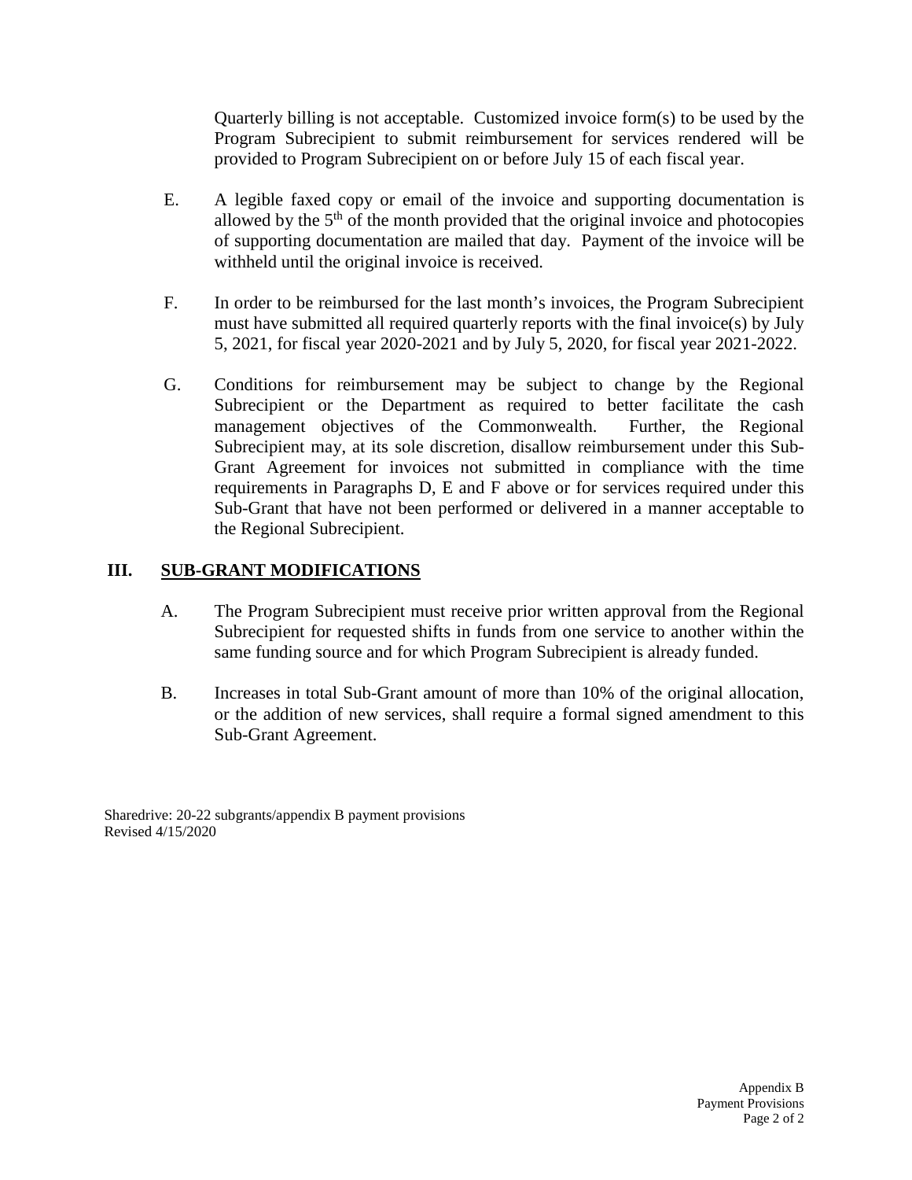Quarterly billing is not acceptable. Customized invoice form(s) to be used by the Program Subrecipient to submit reimbursement for services rendered will be provided to Program Subrecipient on or before July 15 of each fiscal year.

E. A legible faxed copy or email of the invoice and supporting documentation is allowed by the 5th of the month provided that the original invoice and photocopies of supporting documentation are mailed that day. Payment of the invoice will be withheld until the original invoice is received.

F. In order to be reimbursed for the last month's invoices, the Program Subrecipient must have submitted all required quarterly reports with the final invoice(s) by July 5, 2021, for fiscal year 2020-2021 and by July 5, 2020, for fiscal year 2021-2022.

G. Conditions for reimbursement may be subject to change by the Regional Subrecipient or the Department as required to better facilitate the cash management objectives of the Commonwealth. Further, the Regional Subrecipient may, at its sole discretion, disallow reimbursement under this Sub-Grant Agreement for invoices not submitted in compliance with the time requirements in Paragraphs D, E and F above or for services required under this Sub-Grant that have not been performed or delivered in a manner acceptable to the Regional Subrecipient.

## III. SUB-GRANT MODIFICATIONS

A. The Program Subrecipient must receive prior written approval from the Regional Subrecipient for requested shifts in funds from one service to another within the same funding source and for which Program Subrecipient is already funded.

B. Increases in total Sub-Grant amount of more than 10% of the original allocation, or the addition of new services, shall require a formal signed amendment to this Sub-Grant Agreement.

Sharedrive: 20-22 subgrants/appendix B payment provisions
Revised 4/15/2020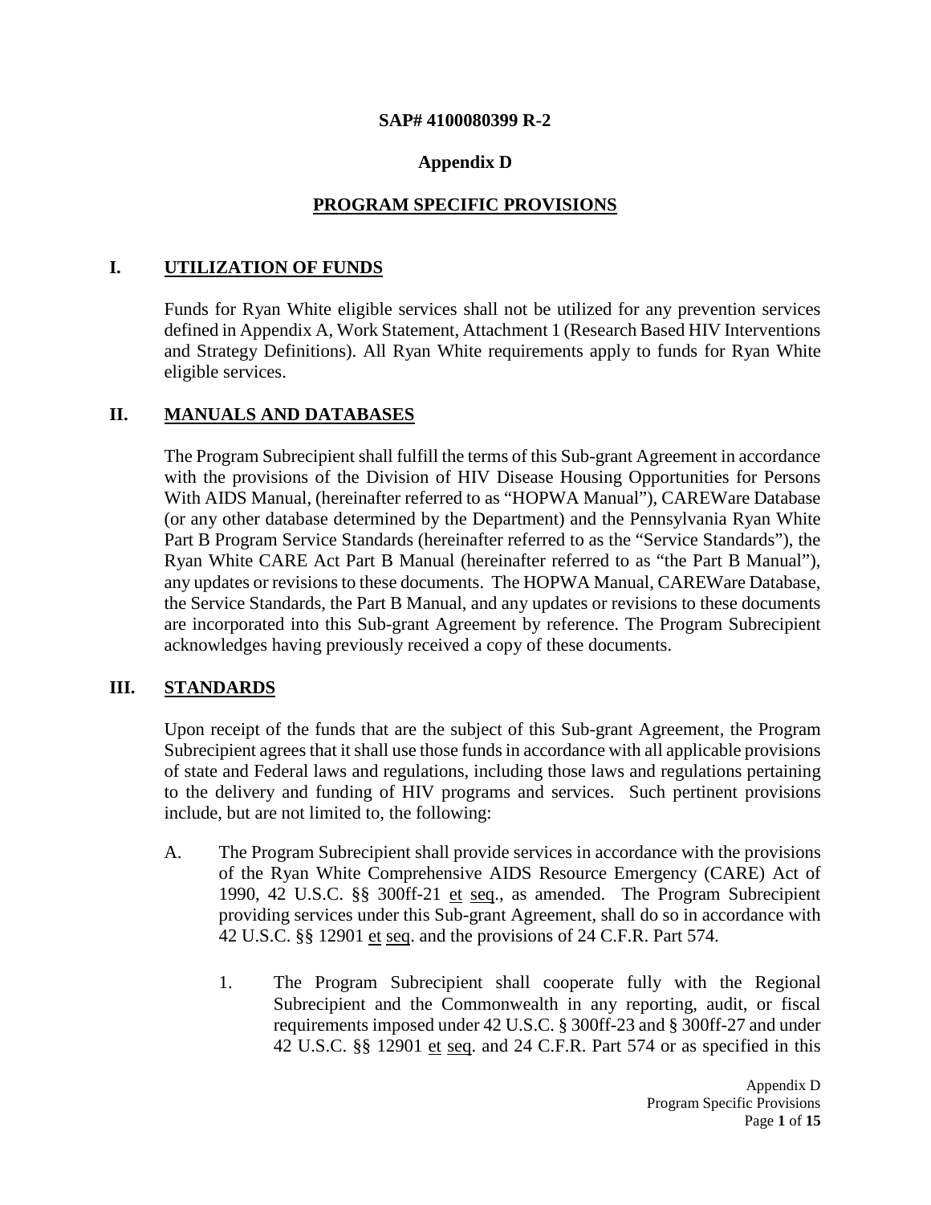**SAP# 4100080399 R-2**

**Appendix D**

## PROGRAM SPECIFIC PROVISIONS

### I. UTILIZATION OF FUNDS

Funds for Ryan White eligible services shall not be utilized for any prevention services defined in Appendix A, Work Statement, Attachment 1 (Research Based HIV Interventions and Strategy Definitions). All Ryan White requirements apply to funds for Ryan White eligible services.

### II. MANUALS AND DATABASES

The Program Subrecipient shall fulfill the terms of this Sub-grant Agreement in accordance with the provisions of the Division of HIV Disease Housing Opportunities for Persons With AIDS Manual, (hereinafter referred to as "HOPWA Manual"), CAREWare Database (or any other database determined by the Department) and the Pennsylvania Ryan White Part B Program Service Standards (hereinafter referred to as the "Service Standards"), the Ryan White CARE Act Part B Manual (hereinafter referred to as "the Part B Manual"), any updates or revisions to these documents. The HOPWA Manual, CAREWare Database, the Service Standards, the Part B Manual, and any updates or revisions to these documents are incorporated into this Sub-grant Agreement by reference. The Program Subrecipient acknowledges having previously received a copy of these documents.

### III. STANDARDS

Upon receipt of the funds that are the subject of this Sub-grant Agreement, the Program Subrecipient agrees that it shall use those funds in accordance with all applicable provisions of state and Federal laws and regulations, including those laws and regulations pertaining to the delivery and funding of HIV programs and services. Such pertinent provisions include, but are not limited to, the following:

A. The Program Subrecipient shall provide services in accordance with the provisions of the Ryan White Comprehensive AIDS Resource Emergency (CARE) Act of 1990, 42 U.S.C. §§ 300ff-21 et seq., as amended. The Program Subrecipient providing services under this Sub-grant Agreement, shall do so in accordance with 42 U.S.C. §§ 12901 et seq. and the provisions of 24 C.F.R. Part 574.

1. The Program Subrecipient shall cooperate fully with the Regional Subrecipient and the Commonwealth in any reporting, audit, or fiscal requirements imposed under 42 U.S.C. § 300ff-23 and § 300ff-27 and under 42 U.S.C. §§ 12901 et seq. and 24 C.F.R. Part 574 or as specified in this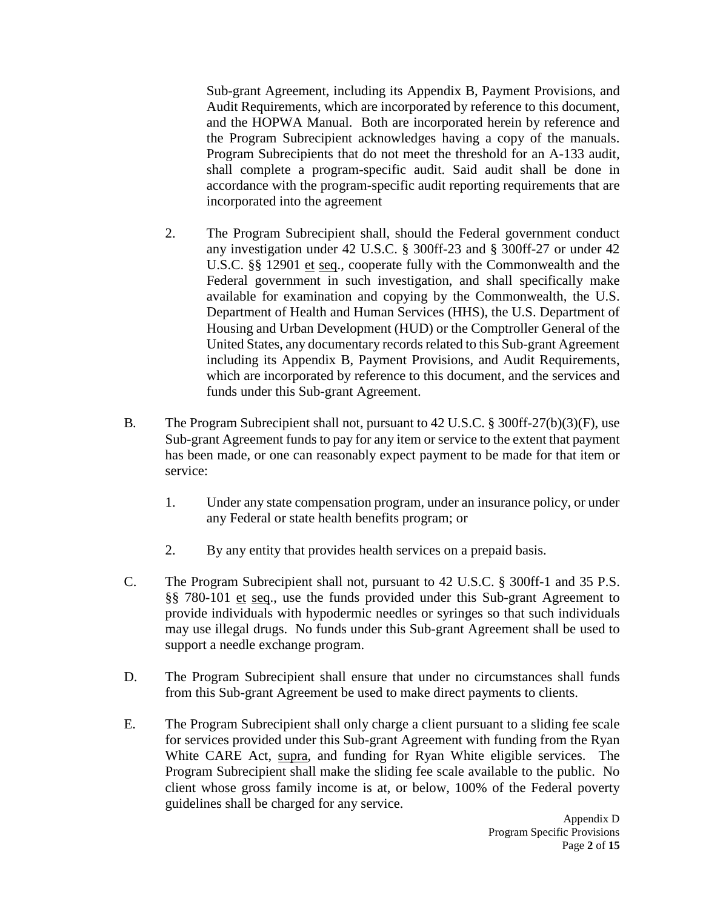Sub-grant Agreement, including its Appendix B, Payment Provisions, and Audit Requirements, which are incorporated by reference to this document, and the HOPWA Manual. Both are incorporated herein by reference and the Program Subrecipient acknowledges having a copy of the manuals. Program Subrecipients that do not meet the threshold for an A-133 audit, shall complete a program-specific audit. Said audit shall be done in accordance with the program-specific audit reporting requirements that are incorporated into the agreement

2. The Program Subrecipient shall, should the Federal government conduct any investigation under 42 U.S.C. § 300ff-23 and § 300ff-27 or under 42 U.S.C. §§ 12901 et seq., cooperate fully with the Commonwealth and the Federal government in such investigation, and shall specifically make available for examination and copying by the Commonwealth, the U.S. Department of Health and Human Services (HHS), the U.S. Department of Housing and Urban Development (HUD) or the Comptroller General of the United States, any documentary records related to this Sub-grant Agreement including its Appendix B, Payment Provisions, and Audit Requirements, which are incorporated by reference to this document, and the services and funds under this Sub-grant Agreement.

B. The Program Subrecipient shall not, pursuant to 42 U.S.C. § 300ff-27(b)(3)(F), use Sub-grant Agreement funds to pay for any item or service to the extent that payment has been made, or one can reasonably expect payment to be made for that item or service:

1. Under any state compensation program, under an insurance policy, or under any Federal or state health benefits program; or

2. By any entity that provides health services on a prepaid basis.

C. The Program Subrecipient shall not, pursuant to 42 U.S.C. § 300ff-1 and 35 P.S. §§ 780-101 et seq., use the funds provided under this Sub-grant Agreement to provide individuals with hypodermic needles or syringes so that such individuals may use illegal drugs. No funds under this Sub-grant Agreement shall be used to support a needle exchange program.

D. The Program Subrecipient shall ensure that under no circumstances shall funds from this Sub-grant Agreement be used to make direct payments to clients.

E. The Program Subrecipient shall only charge a client pursuant to a sliding fee scale for services provided under this Sub-grant Agreement with funding from the Ryan White CARE Act, supra, and funding for Ryan White eligible services. The Program Subrecipient shall make the sliding fee scale available to the public. No client whose gross family income is at, or below, 100% of the Federal poverty guidelines shall be charged for any service.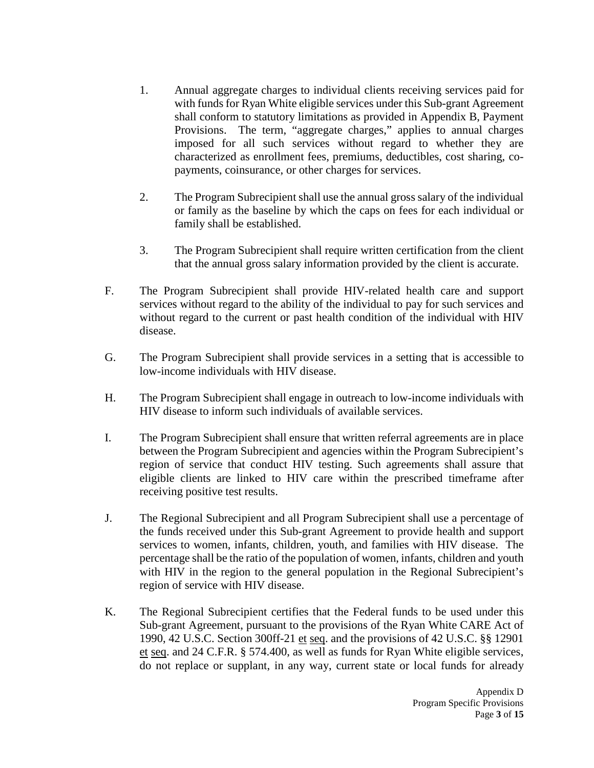1. Annual aggregate charges to individual clients receiving services paid for with funds for Ryan White eligible services under this Sub-grant Agreement shall conform to statutory limitations as provided in Appendix B, Payment Provisions. The term, "aggregate charges," applies to annual charges imposed for all such services without regard to whether they are characterized as enrollment fees, premiums, deductibles, cost sharing, co-payments, coinsurance, or other charges for services.

2. The Program Subrecipient shall use the annual gross salary of the individual or family as the baseline by which the caps on fees for each individual or family shall be established.

3. The Program Subrecipient shall require written certification from the client that the annual gross salary information provided by the client is accurate.

F. The Program Subrecipient shall provide HIV-related health care and support services without regard to the ability of the individual to pay for such services and without regard to the current or past health condition of the individual with HIV disease.

G. The Program Subrecipient shall provide services in a setting that is accessible to low-income individuals with HIV disease.

H. The Program Subrecipient shall engage in outreach to low-income individuals with HIV disease to inform such individuals of available services.

I. The Program Subrecipient shall ensure that written referral agreements are in place between the Program Subrecipient and agencies within the Program Subrecipient's region of service that conduct HIV testing. Such agreements shall assure that eligible clients are linked to HIV care within the prescribed timeframe after receiving positive test results.

J. The Regional Subrecipient and all Program Subrecipient shall use a percentage of the funds received under this Sub-grant Agreement to provide health and support services to women, infants, children, youth, and families with HIV disease. The percentage shall be the ratio of the population of women, infants, children and youth with HIV in the region to the general population in the Regional Subrecipient's region of service with HIV disease.

K. The Regional Subrecipient certifies that the Federal funds to be used under this Sub-grant Agreement, pursuant to the provisions of the Ryan White CARE Act of 1990, 42 U.S.C. Section 300ff-21 et seq. and the provisions of 42 U.S.C. §§ 12901 et seq. and 24 C.F.R. § 574.400, as well as funds for Ryan White eligible services, do not replace or supplant, in any way, current state or local funds for already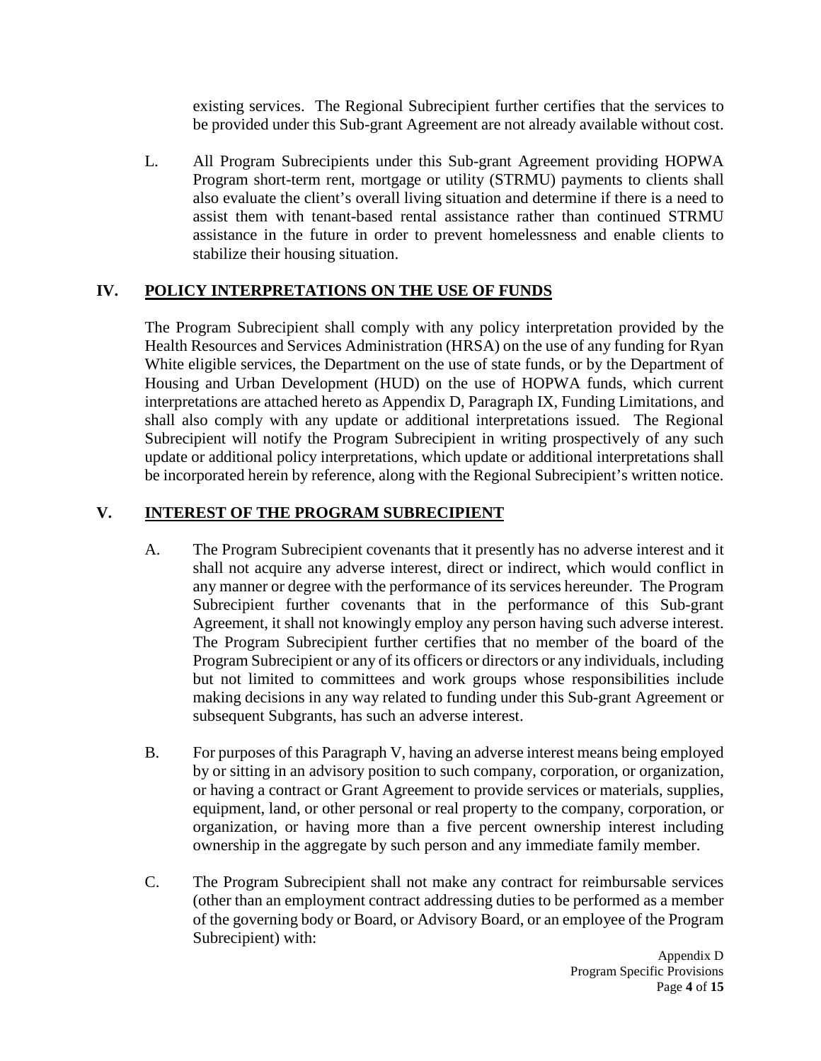existing services. The Regional Subrecipient further certifies that the services to be provided under this Sub-grant Agreement are not already available without cost.

L. All Program Subrecipients under this Sub-grant Agreement providing HOPWA Program short-term rent, mortgage or utility (STRMU) payments to clients shall also evaluate the client's overall living situation and determine if there is a need to assist them with tenant-based rental assistance rather than continued STRMU assistance in the future in order to prevent homelessness and enable clients to stabilize their housing situation.

## IV. POLICY INTERPRETATIONS ON THE USE OF FUNDS

The Program Subrecipient shall comply with any policy interpretation provided by the Health Resources and Services Administration (HRSA) on the use of any funding for Ryan White eligible services, the Department on the use of state funds, or by the Department of Housing and Urban Development (HUD) on the use of HOPWA funds, which current interpretations are attached hereto as Appendix D, Paragraph IX, Funding Limitations, and shall also comply with any update or additional interpretations issued. The Regional Subrecipient will notify the Program Subrecipient in writing prospectively of any such update or additional policy interpretations, which update or additional interpretations shall be incorporated herein by reference, along with the Regional Subrecipient's written notice.

## V. INTEREST OF THE PROGRAM SUBRECIPIENT

A. The Program Subrecipient covenants that it presently has no adverse interest and it shall not acquire any adverse interest, direct or indirect, which would conflict in any manner or degree with the performance of its services hereunder. The Program Subrecipient further covenants that in the performance of this Sub-grant Agreement, it shall not knowingly employ any person having such adverse interest. The Program Subrecipient further certifies that no member of the board of the Program Subrecipient or any of its officers or directors or any individuals, including but not limited to committees and work groups whose responsibilities include making decisions in any way related to funding under this Sub-grant Agreement or subsequent Subgrants, has such an adverse interest.

B. For purposes of this Paragraph V, having an adverse interest means being employed by or sitting in an advisory position to such company, corporation, or organization, or having a contract or Grant Agreement to provide services or materials, supplies, equipment, land, or other personal or real property to the company, corporation, or organization, or having more than a five percent ownership interest including ownership in the aggregate by such person and any immediate family member.

C. The Program Subrecipient shall not make any contract for reimbursable services (other than an employment contract addressing duties to be performed as a member of the governing body or Board, or Advisory Board, or an employee of the Program Subrecipient) with: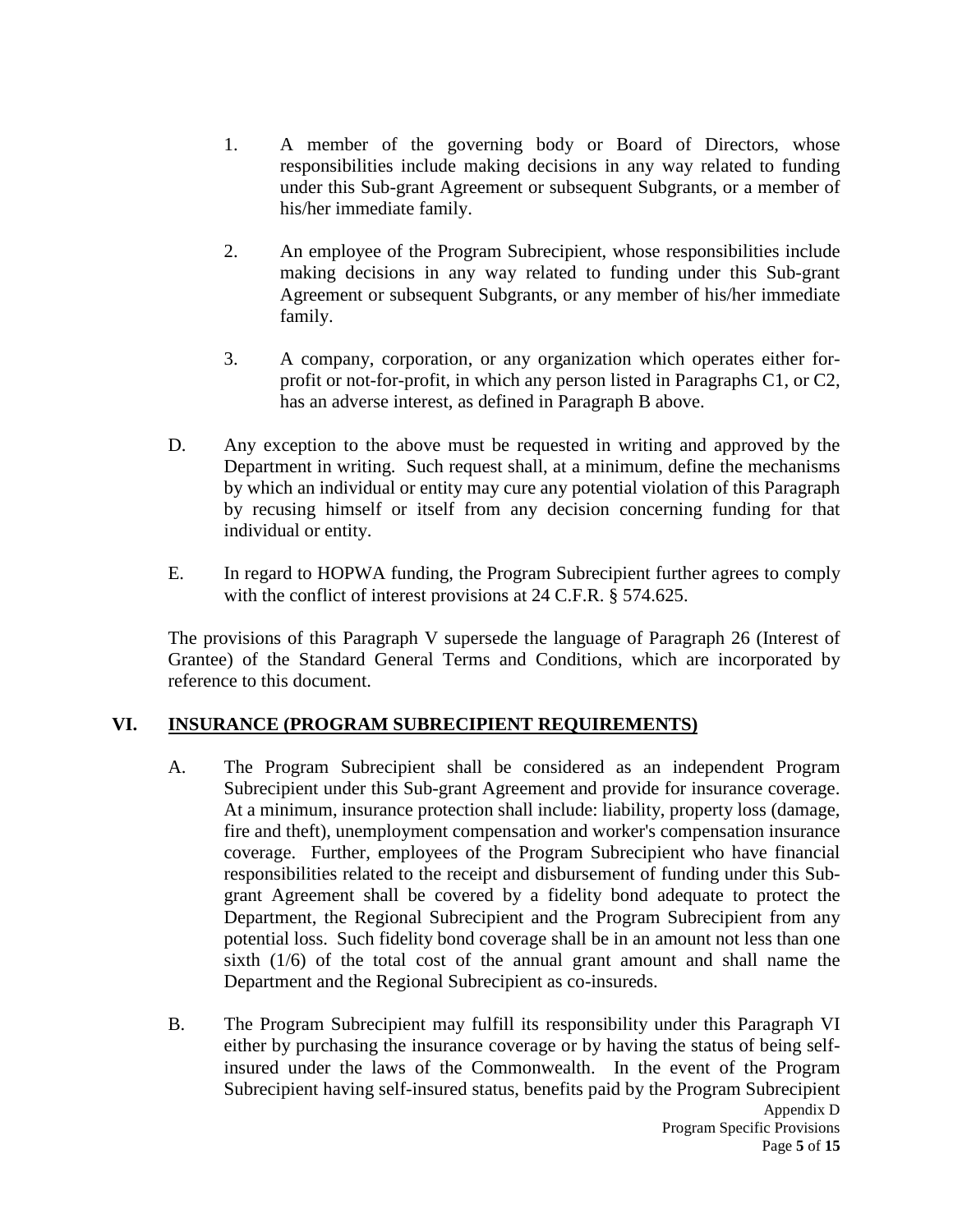1. A member of the governing body or Board of Directors, whose responsibilities include making decisions in any way related to funding under this Sub-grant Agreement or subsequent Subgrants, or a member of his/her immediate family.

2. An employee of the Program Subrecipient, whose responsibilities include making decisions in any way related to funding under this Sub-grant Agreement or subsequent Subgrants, or any member of his/her immediate family.

3. A company, corporation, or any organization which operates either for-profit or not-for-profit, in which any person listed in Paragraphs C1, or C2, has an adverse interest, as defined in Paragraph B above.

D. Any exception to the above must be requested in writing and approved by the Department in writing. Such request shall, at a minimum, define the mechanisms by which an individual or entity may cure any potential violation of this Paragraph by recusing himself or itself from any decision concerning funding for that individual or entity.

E. In regard to HOPWA funding, the Program Subrecipient further agrees to comply with the conflict of interest provisions at 24 C.F.R. § 574.625.

The provisions of this Paragraph V supersede the language of Paragraph 26 (Interest of Grantee) of the Standard General Terms and Conditions, which are incorporated by reference to this document.

## VI. INSURANCE (PROGRAM SUBRECIPIENT REQUIREMENTS)

A. The Program Subrecipient shall be considered as an independent Program Subrecipient under this Sub-grant Agreement and provide for insurance coverage. At a minimum, insurance protection shall include: liability, property loss (damage, fire and theft), unemployment compensation and worker's compensation insurance coverage. Further, employees of the Program Subrecipient who have financial responsibilities related to the receipt and disbursement of funding under this Sub-grant Agreement shall be covered by a fidelity bond adequate to protect the Department, the Regional Subrecipient and the Program Subrecipient from any potential loss. Such fidelity bond coverage shall be in an amount not less than one sixth (1/6) of the total cost of the annual grant amount and shall name the Department and the Regional Subrecipient as co-insureds.

B. The Program Subrecipient may fulfill its responsibility under this Paragraph VI either by purchasing the insurance coverage or by having the status of being self-insured under the laws of the Commonwealth. In the event of the Program Subrecipient having self-insured status, benefits paid by the Program Subrecipient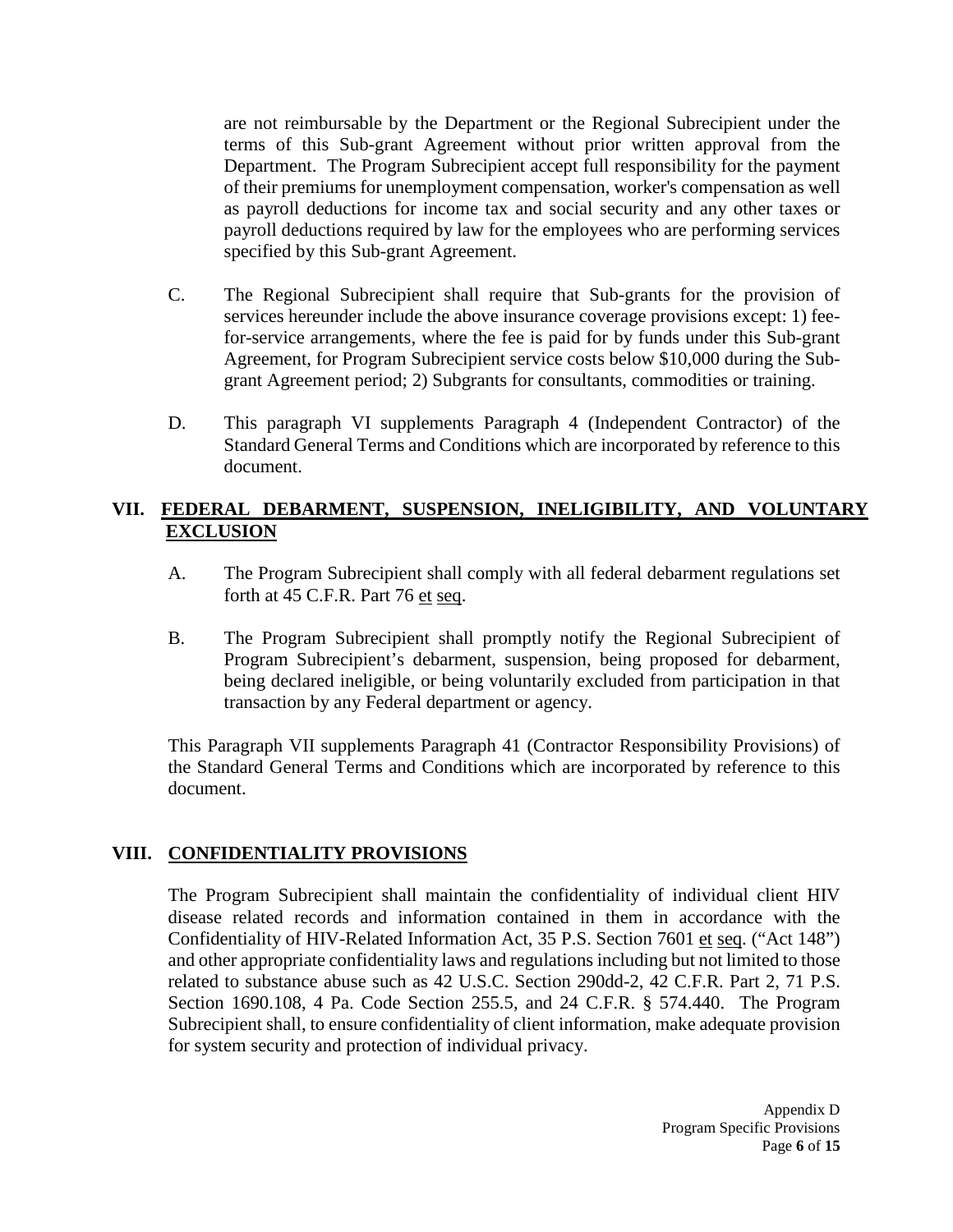are not reimbursable by the Department or the Regional Subrecipient under the terms of this Sub-grant Agreement without prior written approval from the Department. The Program Subrecipient accept full responsibility for the payment of their premiums for unemployment compensation, worker's compensation as well as payroll deductions for income tax and social security and any other taxes or payroll deductions required by law for the employees who are performing services specified by this Sub-grant Agreement.

C. The Regional Subrecipient shall require that Sub-grants for the provision of services hereunder include the above insurance coverage provisions except: 1) fee-for-service arrangements, where the fee is paid for by funds under this Sub-grant Agreement, for Program Subrecipient service costs below $10,000 during the Sub-grant Agreement period; 2) Subgrants for consultants, commodities or training.

D. This paragraph VI supplements Paragraph 4 (Independent Contractor) of the Standard General Terms and Conditions which are incorporated by reference to this document.

## VII. FEDERAL DEBARMENT, SUSPENSION, INELIGIBILITY, AND VOLUNTARY EXCLUSION

A. The Program Subrecipient shall comply with all federal debarment regulations set forth at 45 C.F.R. Part 76 et seq.

B. The Program Subrecipient shall promptly notify the Regional Subrecipient of Program Subrecipient's debarment, suspension, being proposed for debarment, being declared ineligible, or being voluntarily excluded from participation in that transaction by any Federal department or agency.

This Paragraph VII supplements Paragraph 41 (Contractor Responsibility Provisions) of the Standard General Terms and Conditions which are incorporated by reference to this document.

## VIII. CONFIDENTIALITY PROVISIONS

The Program Subrecipient shall maintain the confidentiality of individual client HIV disease related records and information contained in them in accordance with the Confidentiality of HIV-Related Information Act, 35 P.S. Section 7601 et seq. ("Act 148") and other appropriate confidentiality laws and regulations including but not limited to those related to substance abuse such as 42 U.S.C. Section 290dd-2, 42 C.F.R. Part 2, 71 P.S. Section 1690.108, 4 Pa. Code Section 255.5, and 24 C.F.R. § 574.440. The Program Subrecipient shall, to ensure confidentiality of client information, make adequate provision for system security and protection of individual privacy.

Appendix D
Program Specific Provisions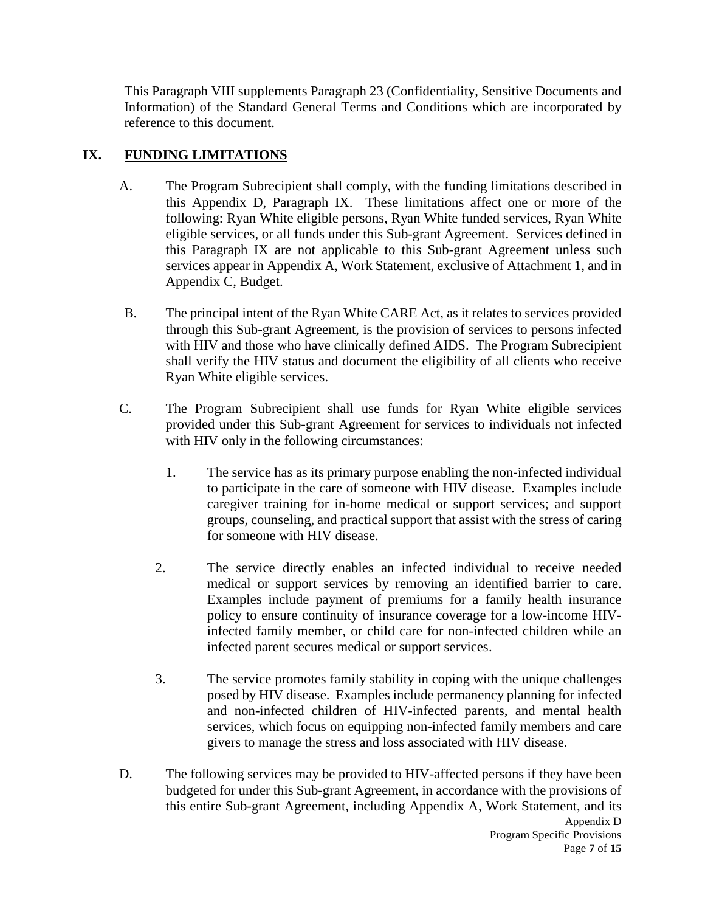This Paragraph VIII supplements Paragraph 23 (Confidentiality, Sensitive Documents and Information) of the Standard General Terms and Conditions which are incorporated by reference to this document.

## IX. FUNDING LIMITATIONS

A. The Program Subrecipient shall comply, with the funding limitations described in this Appendix D, Paragraph IX. These limitations affect one or more of the following: Ryan White eligible persons, Ryan White funded services, Ryan White eligible services, or all funds under this Sub-grant Agreement. Services defined in this Paragraph IX are not applicable to this Sub-grant Agreement unless such services appear in Appendix A, Work Statement, exclusive of Attachment 1, and in Appendix C, Budget.

B. The principal intent of the Ryan White CARE Act, as it relates to services provided through this Sub-grant Agreement, is the provision of services to persons infected with HIV and those who have clinically defined AIDS. The Program Subrecipient shall verify the HIV status and document the eligibility of all clients who receive Ryan White eligible services.

C. The Program Subrecipient shall use funds for Ryan White eligible services provided under this Sub-grant Agreement for services to individuals not infected with HIV only in the following circumstances:

1. The service has as its primary purpose enabling the non-infected individual to participate in the care of someone with HIV disease. Examples include caregiver training for in-home medical or support services; and support groups, counseling, and practical support that assist with the stress of caring for someone with HIV disease.

2. The service directly enables an infected individual to receive needed medical or support services by removing an identified barrier to care. Examples include payment of premiums for a family health insurance policy to ensure continuity of insurance coverage for a low-income HIV-infected family member, or child care for non-infected children while an infected parent secures medical or support services.

3. The service promotes family stability in coping with the unique challenges posed by HIV disease. Examples include permanency planning for infected and non-infected children of HIV-infected parents, and mental health services, which focus on equipping non-infected family members and care givers to manage the stress and loss associated with HIV disease.

D. The following services may be provided to HIV-affected persons if they have been budgeted for under this Sub-grant Agreement, in accordance with the provisions of this entire Sub-grant Agreement, including Appendix A, Work Statement, and its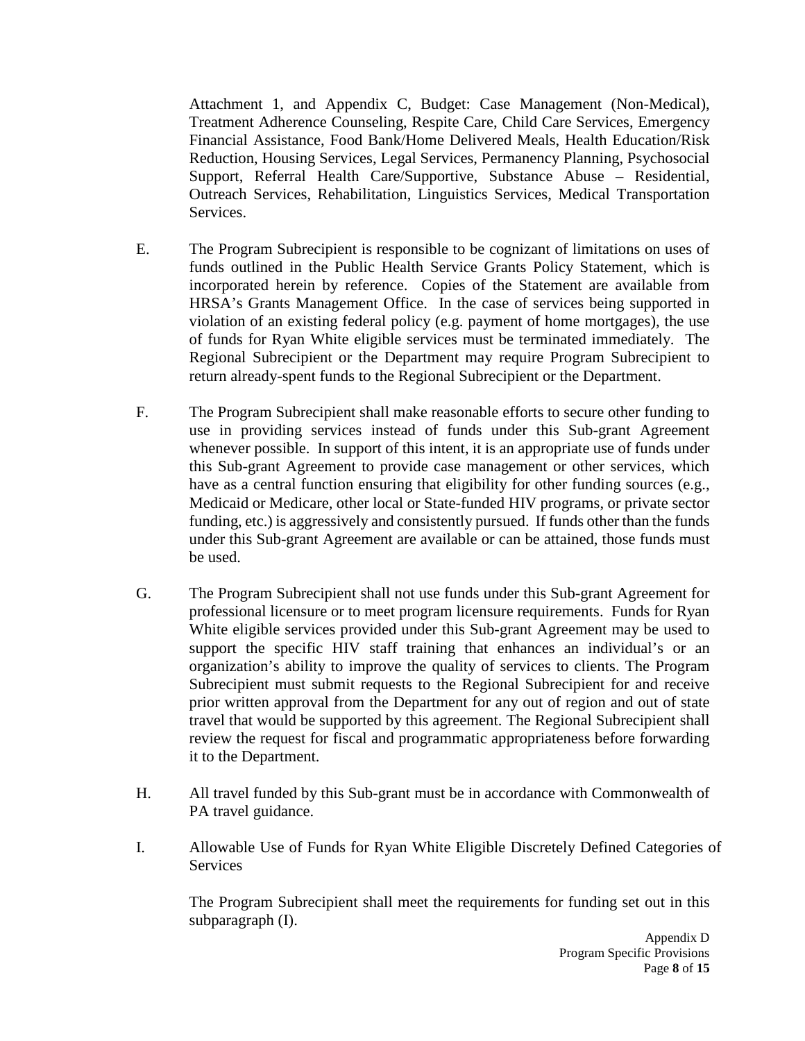Attachment 1, and Appendix C, Budget: Case Management (Non-Medical), Treatment Adherence Counseling, Respite Care, Child Care Services, Emergency Financial Assistance, Food Bank/Home Delivered Meals, Health Education/Risk Reduction, Housing Services, Legal Services, Permanency Planning, Psychosocial Support, Referral Health Care/Supportive, Substance Abuse – Residential, Outreach Services, Rehabilitation, Linguistics Services, Medical Transportation Services.

E. The Program Subrecipient is responsible to be cognizant of limitations on uses of funds outlined in the Public Health Service Grants Policy Statement, which is incorporated herein by reference. Copies of the Statement are available from HRSA's Grants Management Office. In the case of services being supported in violation of an existing federal policy (e.g. payment of home mortgages), the use of funds for Ryan White eligible services must be terminated immediately. The Regional Subrecipient or the Department may require Program Subrecipient to return already-spent funds to the Regional Subrecipient or the Department.

F. The Program Subrecipient shall make reasonable efforts to secure other funding to use in providing services instead of funds under this Sub-grant Agreement whenever possible. In support of this intent, it is an appropriate use of funds under this Sub-grant Agreement to provide case management or other services, which have as a central function ensuring that eligibility for other funding sources (e.g., Medicaid or Medicare, other local or State-funded HIV programs, or private sector funding, etc.) is aggressively and consistently pursued. If funds other than the funds under this Sub-grant Agreement are available or can be attained, those funds must be used.

G. The Program Subrecipient shall not use funds under this Sub-grant Agreement for professional licensure or to meet program licensure requirements. Funds for Ryan White eligible services provided under this Sub-grant Agreement may be used to support the specific HIV staff training that enhances an individual's or an organization's ability to improve the quality of services to clients. The Program Subrecipient must submit requests to the Regional Subrecipient for and receive prior written approval from the Department for any out of region and out of state travel that would be supported by this agreement. The Regional Subrecipient shall review the request for fiscal and programmatic appropriateness before forwarding it to the Department.

H. All travel funded by this Sub-grant must be in accordance with Commonwealth of PA travel guidance.

I. Allowable Use of Funds for Ryan White Eligible Discretely Defined Categories of Services

The Program Subrecipient shall meet the requirements for funding set out in this subparagraph (I).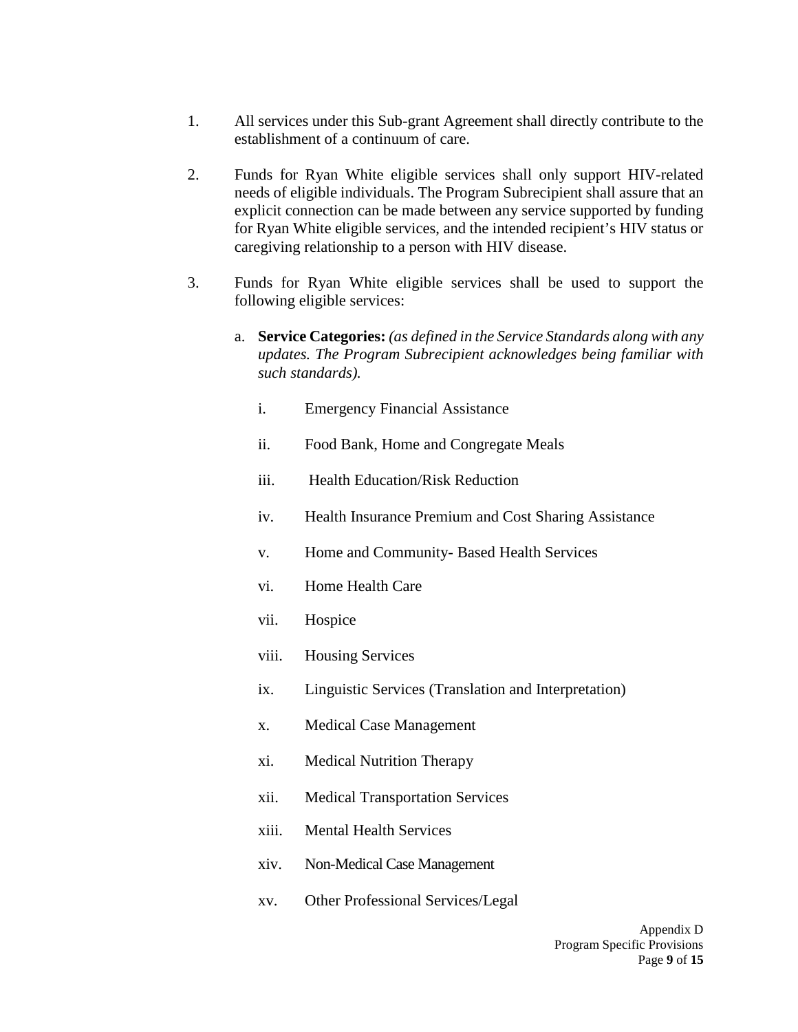1. All services under this Sub-grant Agreement shall directly contribute to the establishment of a continuum of care.

2. Funds for Ryan White eligible services shall only support HIV-related needs of eligible individuals. The Program Subrecipient shall assure that an explicit connection can be made between any service supported by funding for Ryan White eligible services, and the intended recipient's HIV status or caregiving relationship to a person with HIV disease.

3. Funds for Ryan White eligible services shall be used to support the following eligible services:

   a. **Service Categories:** *(as defined in the Service Standards along with any updates. The Program Subrecipient acknowledges being familiar with such standards).*

      i. Emergency Financial Assistance

      ii. Food Bank, Home and Congregate Meals

      iii. Health Education/Risk Reduction

      iv. Health Insurance Premium and Cost Sharing Assistance

      v. Home and Community- Based Health Services

      vi. Home Health Care

      vii. Hospice

      viii. Housing Services

      ix. Linguistic Services (Translation and Interpretation)

      x. Medical Case Management

      xi. Medical Nutrition Therapy

      xii. Medical Transportation Services

      xiii. Mental Health Services

      xiv. Non-Medical Case Management

      xv. Other Professional Services/Legal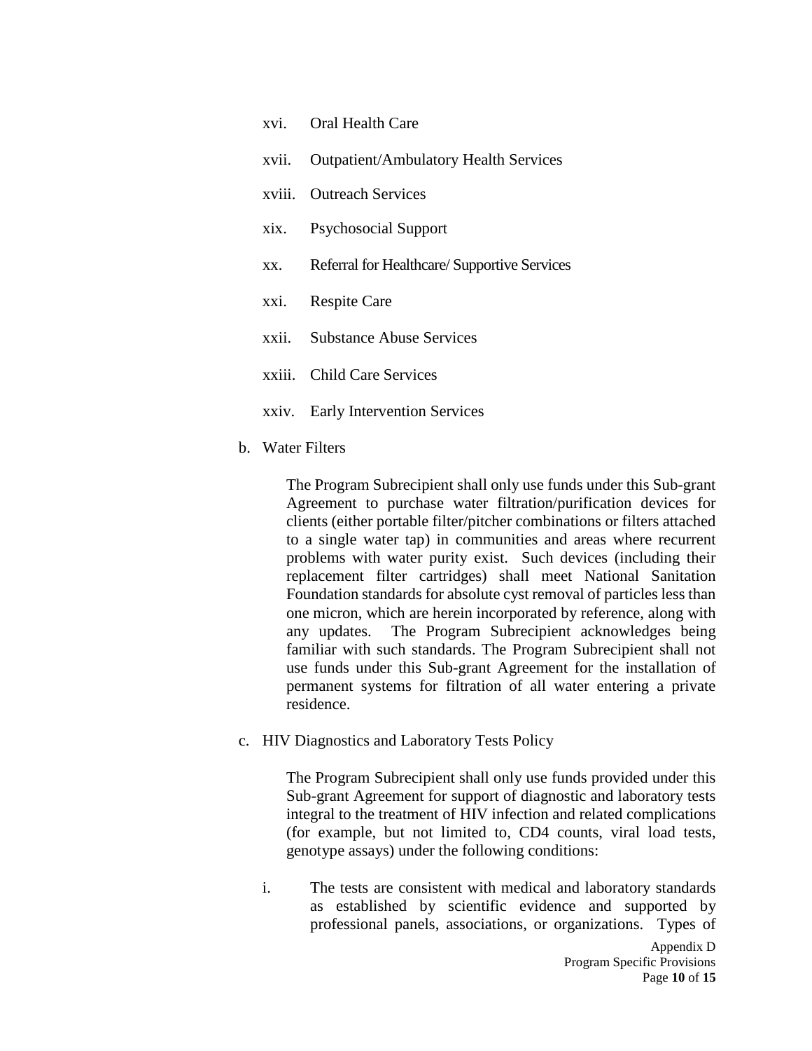xvi. Oral Health Care

xvii. Outpatient/Ambulatory Health Services

xviii. Outreach Services

xix. Psychosocial Support

xx. Referral for Healthcare/ Supportive Services

xxi. Respite Care

xxii. Substance Abuse Services

xxiii. Child Care Services

xxiv. Early Intervention Services

b. Water Filters

The Program Subrecipient shall only use funds under this Sub-grant Agreement to purchase water filtration/purification devices for clients (either portable filter/pitcher combinations or filters attached to a single water tap) in communities and areas where recurrent problems with water purity exist. Such devices (including their replacement filter cartridges) shall meet National Sanitation Foundation standards for absolute cyst removal of particles less than one micron, which are herein incorporated by reference, along with any updates. The Program Subrecipient acknowledges being familiar with such standards. The Program Subrecipient shall not use funds under this Sub-grant Agreement for the installation of permanent systems for filtration of all water entering a private residence.

c. HIV Diagnostics and Laboratory Tests Policy

The Program Subrecipient shall only use funds provided under this Sub-grant Agreement for support of diagnostic and laboratory tests integral to the treatment of HIV infection and related complications (for example, but not limited to, CD4 counts, viral load tests, genotype assays) under the following conditions:

i. The tests are consistent with medical and laboratory standards as established by scientific evidence and supported by professional panels, associations, or organizations. Types of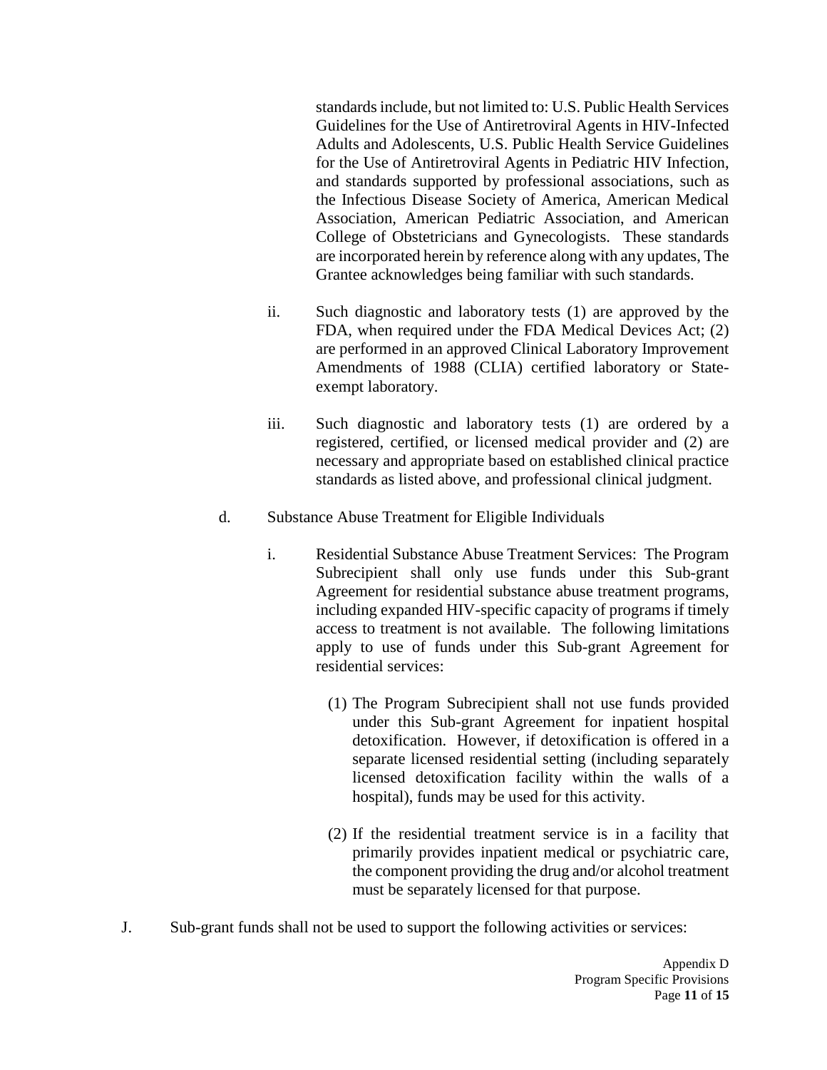standards include, but not limited to: U.S. Public Health Services Guidelines for the Use of Antiretroviral Agents in HIV-Infected Adults and Adolescents, U.S. Public Health Service Guidelines for the Use of Antiretroviral Agents in Pediatric HIV Infection, and standards supported by professional associations, such as the Infectious Disease Society of America, American Medical Association, American Pediatric Association, and American College of Obstetricians and Gynecologists. These standards are incorporated herein by reference along with any updates, The Grantee acknowledges being familiar with such standards.

ii. Such diagnostic and laboratory tests (1) are approved by the FDA, when required under the FDA Medical Devices Act; (2) are performed in an approved Clinical Laboratory Improvement Amendments of 1988 (CLIA) certified laboratory or State-exempt laboratory.

iii. Such diagnostic and laboratory tests (1) are ordered by a registered, certified, or licensed medical provider and (2) are necessary and appropriate based on established clinical practice standards as listed above, and professional clinical judgment.

d. Substance Abuse Treatment for Eligible Individuals

i. Residential Substance Abuse Treatment Services: The Program Subrecipient shall only use funds under this Sub-grant Agreement for residential substance abuse treatment programs, including expanded HIV-specific capacity of programs if timely access to treatment is not available. The following limitations apply to use of funds under this Sub-grant Agreement for residential services:

(1) The Program Subrecipient shall not use funds provided under this Sub-grant Agreement for inpatient hospital detoxification. However, if detoxification is offered in a separate licensed residential setting (including separately licensed detoxification facility within the walls of a hospital), funds may be used for this activity.

(2) If the residential treatment service is in a facility that primarily provides inpatient medical or psychiatric care, the component providing the drug and/or alcohol treatment must be separately licensed for that purpose.

J. Sub-grant funds shall not be used to support the following activities or services: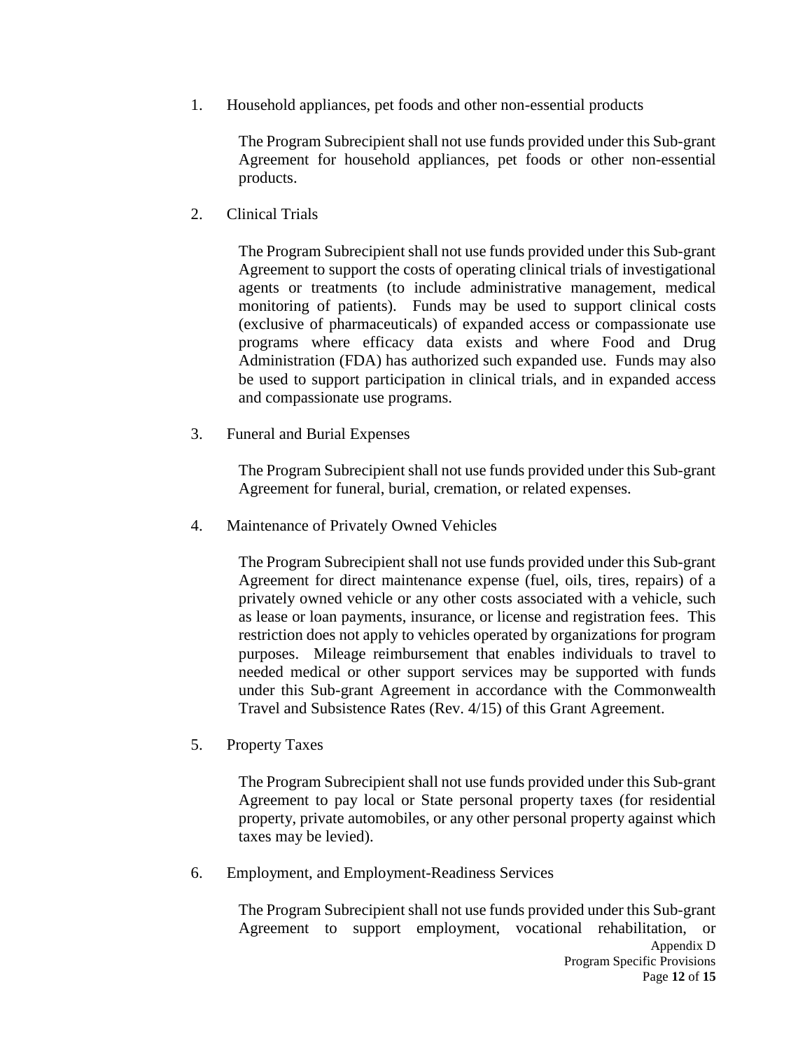1. Household appliances, pet foods and other non-essential products

   The Program Subrecipient shall not use funds provided under this Sub-grant Agreement for household appliances, pet foods or other non-essential products.

2. Clinical Trials

   The Program Subrecipient shall not use funds provided under this Sub-grant Agreement to support the costs of operating clinical trials of investigational agents or treatments (to include administrative management, medical monitoring of patients). Funds may be used to support clinical costs (exclusive of pharmaceuticals) of expanded access or compassionate use programs where efficacy data exists and where Food and Drug Administration (FDA) has authorized such expanded use. Funds may also be used to support participation in clinical trials, and in expanded access and compassionate use programs.

3. Funeral and Burial Expenses

   The Program Subrecipient shall not use funds provided under this Sub-grant Agreement for funeral, burial, cremation, or related expenses.

4. Maintenance of Privately Owned Vehicles

   The Program Subrecipient shall not use funds provided under this Sub-grant Agreement for direct maintenance expense (fuel, oils, tires, repairs) of a privately owned vehicle or any other costs associated with a vehicle, such as lease or loan payments, insurance, or license and registration fees. This restriction does not apply to vehicles operated by organizations for program purposes. Mileage reimbursement that enables individuals to travel to needed medical or other support services may be supported with funds under this Sub-grant Agreement in accordance with the Commonwealth Travel and Subsistence Rates (Rev. 4/15) of this Grant Agreement.

5. Property Taxes

   The Program Subrecipient shall not use funds provided under this Sub-grant Agreement to pay local or State personal property taxes (for residential property, private automobiles, or any other personal property against which taxes may be levied).

6. Employment, and Employment-Readiness Services

   The Program Subrecipient shall not use funds provided under this Sub-grant Agreement to support employment, vocational rehabilitation, or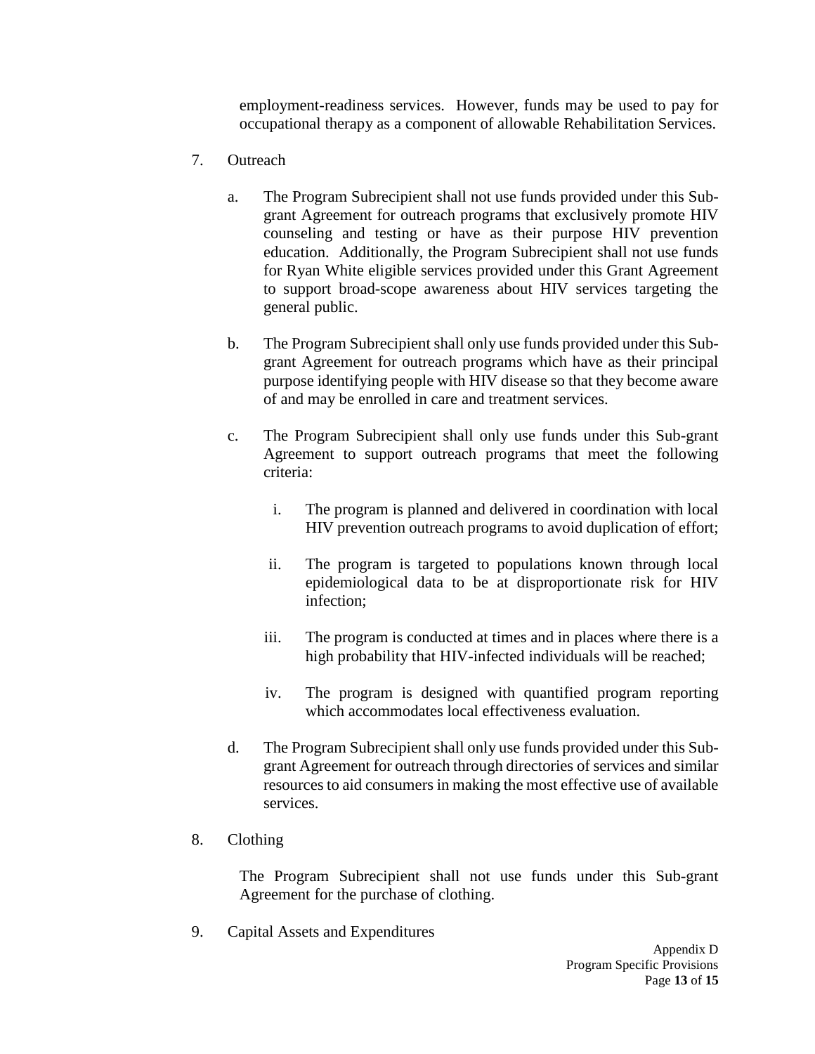employment-readiness services. However, funds may be used to pay for occupational therapy as a component of allowable Rehabilitation Services.

7. Outreach

   a. The Program Subrecipient shall not use funds provided under this Sub-grant Agreement for outreach programs that exclusively promote HIV counseling and testing or have as their purpose HIV prevention education. Additionally, the Program Subrecipient shall not use funds for Ryan White eligible services provided under this Grant Agreement to support broad-scope awareness about HIV services targeting the general public.

   b. The Program Subrecipient shall only use funds provided under this Sub-grant Agreement for outreach programs which have as their principal purpose identifying people with HIV disease so that they become aware of and may be enrolled in care and treatment services.

   c. The Program Subrecipient shall only use funds under this Sub-grant Agreement to support outreach programs that meet the following criteria:

      i. The program is planned and delivered in coordination with local HIV prevention outreach programs to avoid duplication of effort;

      ii. The program is targeted to populations known through local epidemiological data to be at disproportionate risk for HIV infection;

      iii. The program is conducted at times and in places where there is a high probability that HIV-infected individuals will be reached;

      iv. The program is designed with quantified program reporting which accommodates local effectiveness evaluation.

   d. The Program Subrecipient shall only use funds provided under this Sub-grant Agreement for outreach through directories of services and similar resources to aid consumers in making the most effective use of available services.

8. Clothing

   The Program Subrecipient shall not use funds under this Sub-grant Agreement for the purchase of clothing.

9. Capital Assets and Expenditures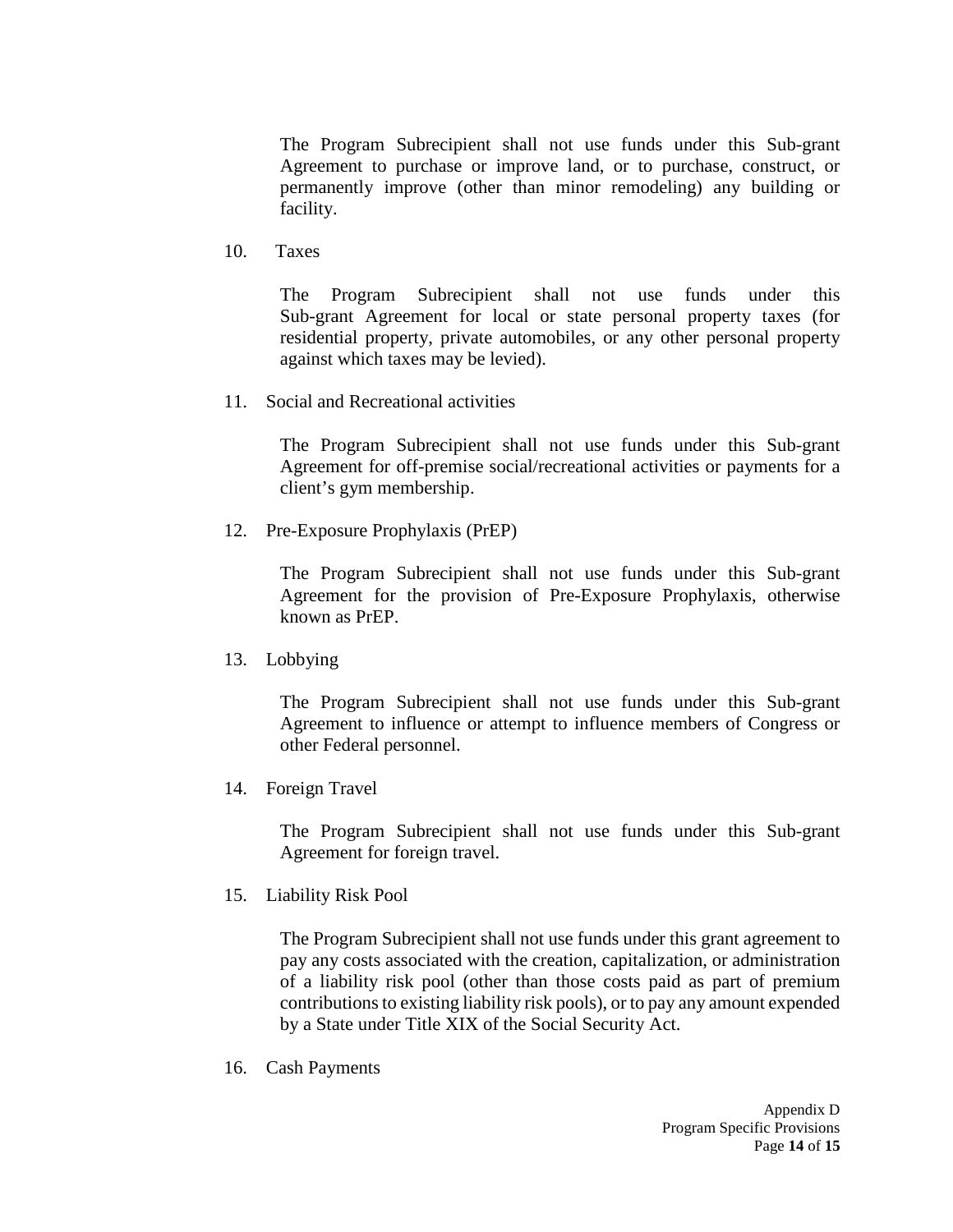The Program Subrecipient shall not use funds under this Sub-grant Agreement to purchase or improve land, or to purchase, construct, or permanently improve (other than minor remodeling) any building or facility.

10. Taxes

    The Program Subrecipient shall not use funds under this Sub-grant Agreement for local or state personal property taxes (for residential property, private automobiles, or any other personal property against which taxes may be levied).

11. Social and Recreational activities

    The Program Subrecipient shall not use funds under this Sub-grant Agreement for off-premise social/recreational activities or payments for a client's gym membership.

12. Pre-Exposure Prophylaxis (PrEP)

    The Program Subrecipient shall not use funds under this Sub-grant Agreement for the provision of Pre-Exposure Prophylaxis, otherwise known as PrEP.

13. Lobbying

    The Program Subrecipient shall not use funds under this Sub-grant Agreement to influence or attempt to influence members of Congress or other Federal personnel.

14. Foreign Travel

    The Program Subrecipient shall not use funds under this Sub-grant Agreement for foreign travel.

15. Liability Risk Pool

    The Program Subrecipient shall not use funds under this grant agreement to pay any costs associated with the creation, capitalization, or administration of a liability risk pool (other than those costs paid as part of premium contributions to existing liability risk pools), or to pay any amount expended by a State under Title XIX of the Social Security Act.

16. Cash Payments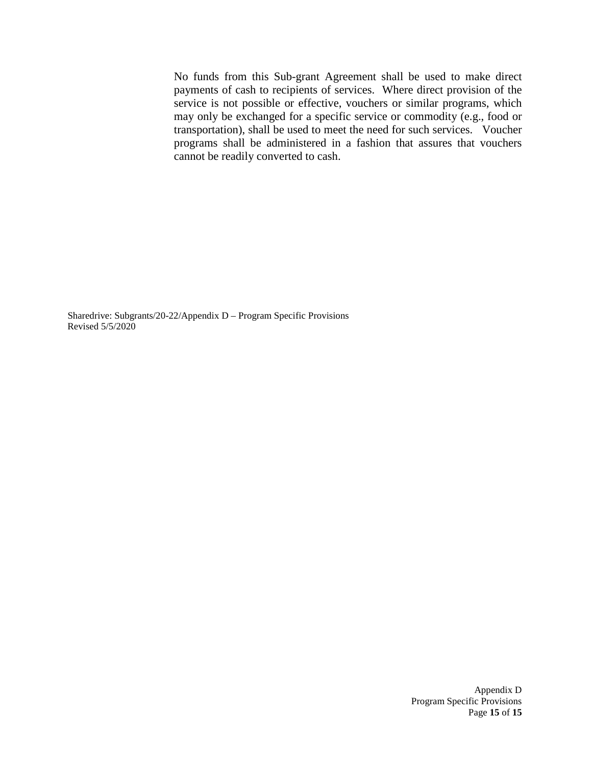No funds from this Sub-grant Agreement shall be used to make direct payments of cash to recipients of services. Where direct provision of the service is not possible or effective, vouchers or similar programs, which may only be exchanged for a specific service or commodity (e.g., food or transportation), shall be used to meet the need for such services. Voucher programs shall be administered in a fashion that assures that vouchers cannot be readily converted to cash.

Sharedrive: Subgrants/20-22/Appendix D – Program Specific Provisions
Revised 5/5/2020